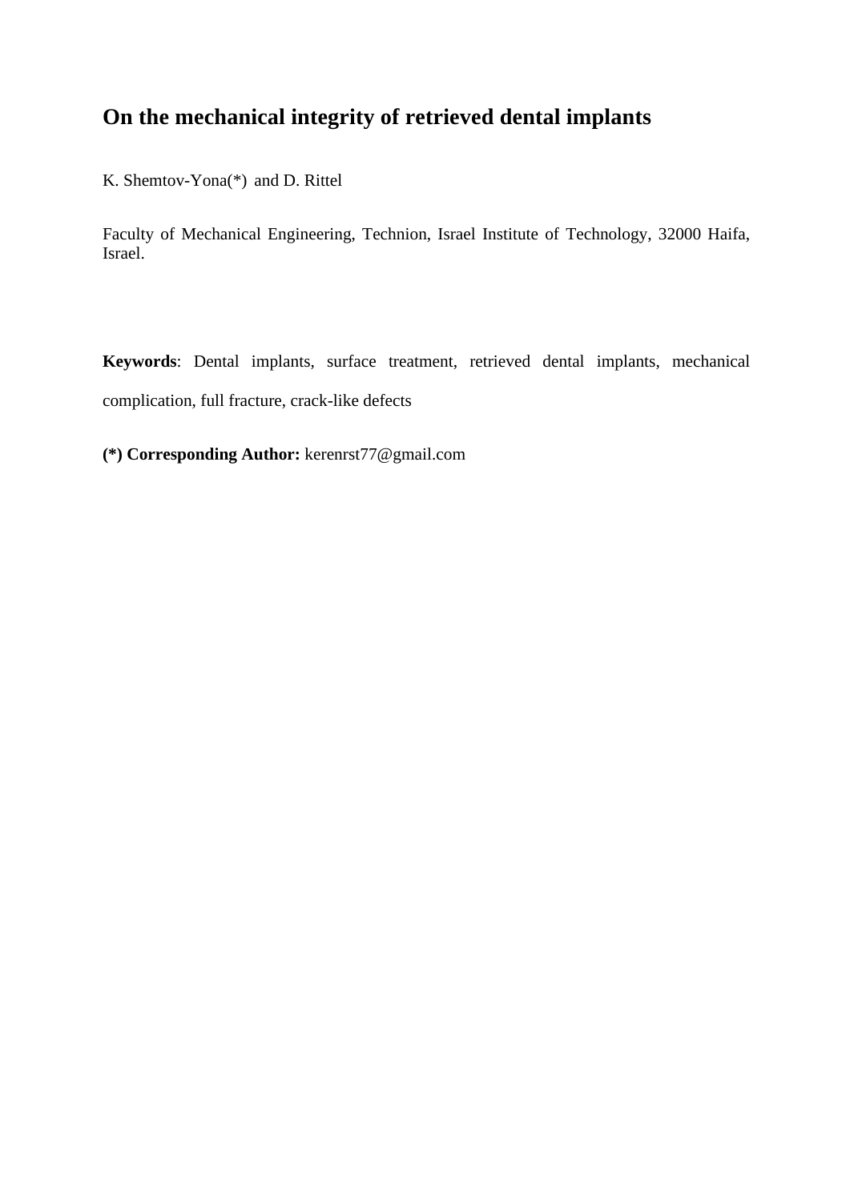# On the mechanical integrity of retrieved dental implants

K. Shemtov-Yona(*) and D. Rittel

Faculty of Mechanical Engineering, Technion, Israel Institute of Technology, 32000 Haifa, Israel.

**Keywords**: Dental implants, surface treatment, retrieved dental implants, mechanical complication, full fracture, crack-like defects

**(*) Corresponding Author:** kerenrst77@gmail.com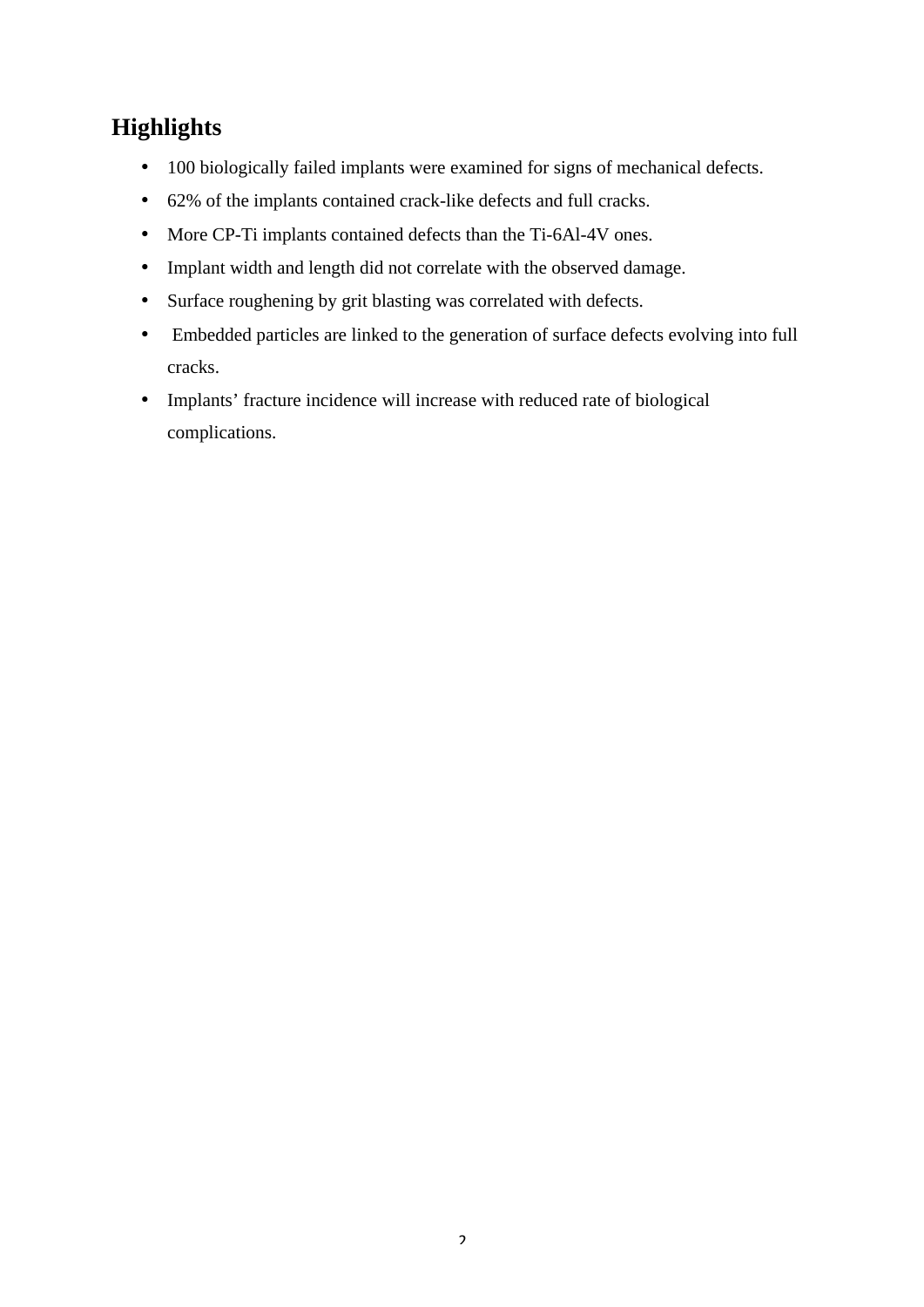## Highlights

- 100 biologically failed implants were examined for signs of mechanical defects.
- 62% of the implants contained crack-like defects and full cracks.
- More CP-Ti implants contained defects than the Ti-6Al-4V ones.
- Implant width and length did not correlate with the observed damage.
- Surface roughening by grit blasting was correlated with defects.
- Embedded particles are linked to the generation of surface defects evolving into full cracks.
- Implants' fracture incidence will increase with reduced rate of biological complications.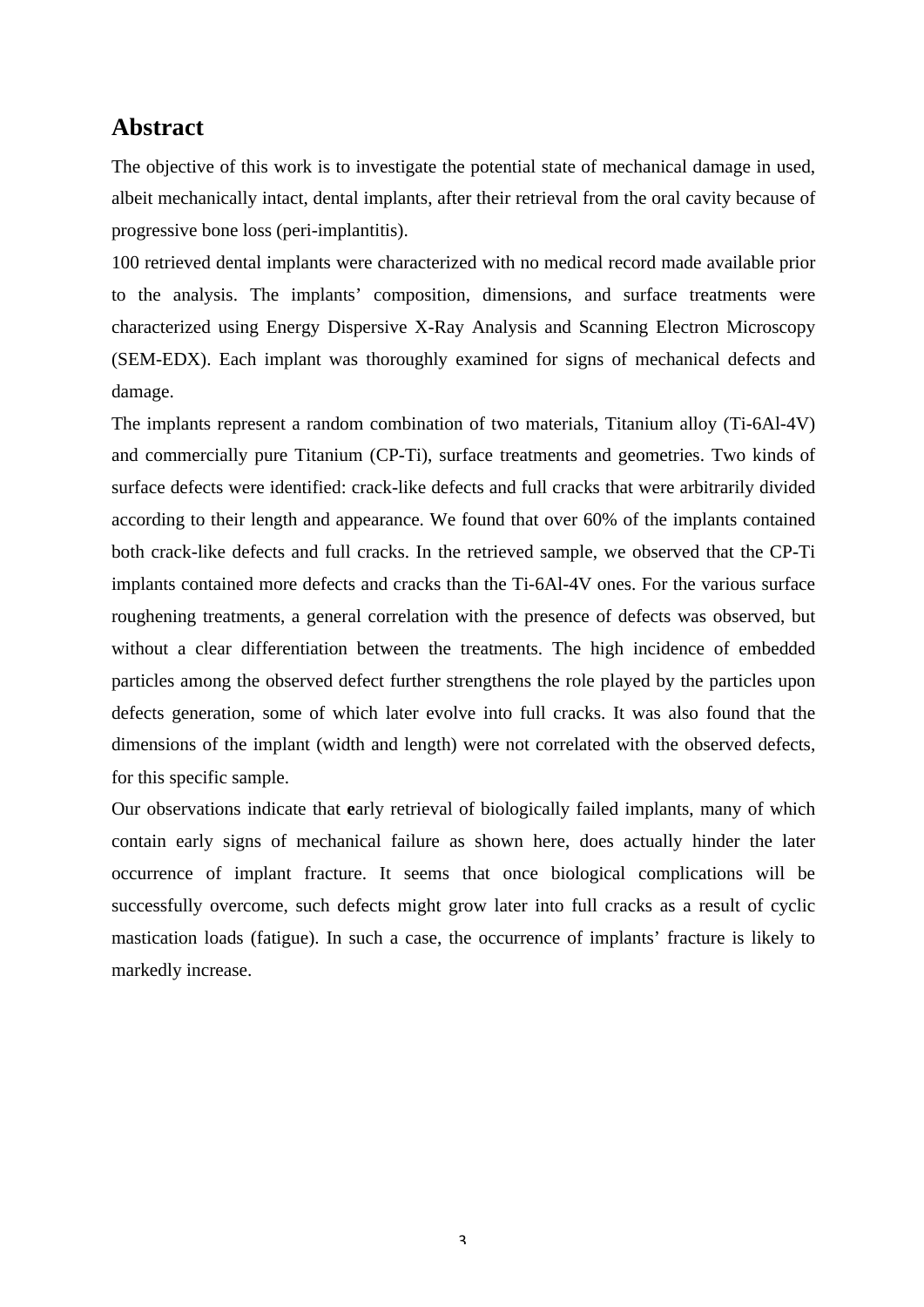## Abstract

The objective of this work is to investigate the potential state of mechanical damage in used, albeit mechanically intact, dental implants, after their retrieval from the oral cavity because of progressive bone loss (peri-implantitis).

100 retrieved dental implants were characterized with no medical record made available prior to the analysis. The implants' composition, dimensions, and surface treatments were characterized using Energy Dispersive X-Ray Analysis and Scanning Electron Microscopy (SEM-EDX). Each implant was thoroughly examined for signs of mechanical defects and damage.

The implants represent a random combination of two materials, Titanium alloy (Ti-6Al-4V) and commercially pure Titanium (CP-Ti), surface treatments and geometries. Two kinds of surface defects were identified: crack-like defects and full cracks that were arbitrarily divided according to their length and appearance. We found that over 60% of the implants contained both crack-like defects and full cracks. In the retrieved sample, we observed that the CP-Ti implants contained more defects and cracks than the Ti-6Al-4V ones. For the various surface roughening treatments, a general correlation with the presence of defects was observed, but without a clear differentiation between the treatments. The high incidence of embedded particles among the observed defect further strengthens the role played by the particles upon defects generation, some of which later evolve into full cracks. It was also found that the dimensions of the implant (width and length) were not correlated with the observed defects, for this specific sample.

Our observations indicate that **e**arly retrieval of biologically failed implants, many of which contain early signs of mechanical failure as shown here, does actually hinder the later occurrence of implant fracture. It seems that once biological complications will be successfully overcome, such defects might grow later into full cracks as a result of cyclic mastication loads (fatigue). In such a case, the occurrence of implants' fracture is likely to markedly increase.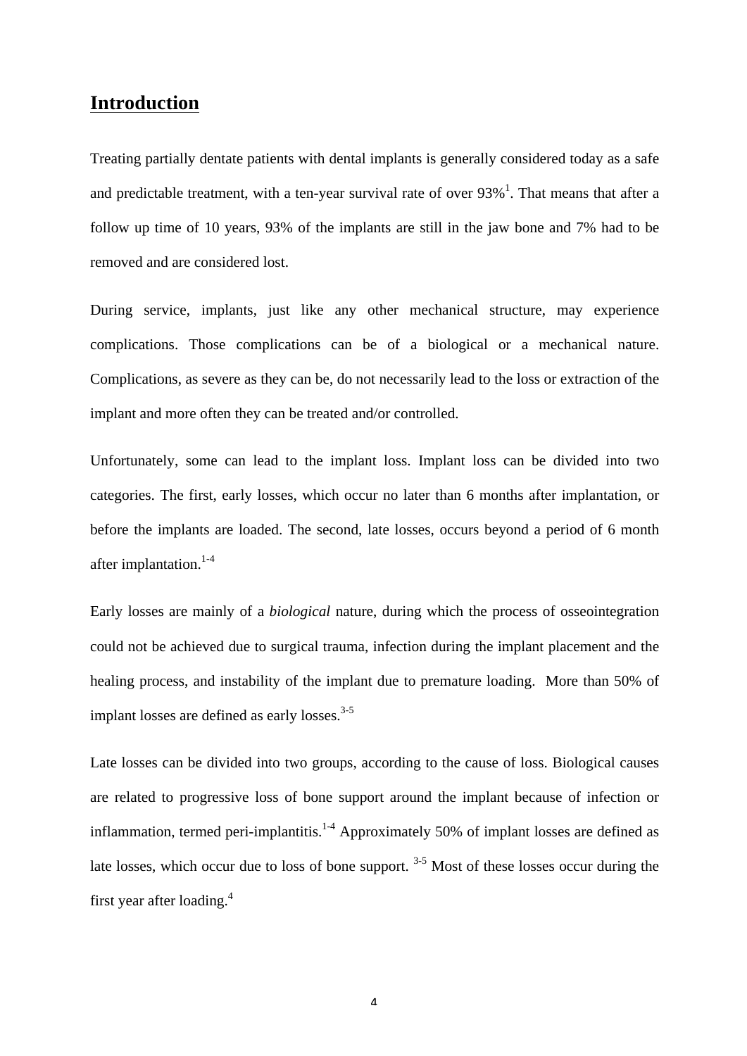# Introduction

Treating partially dentate patients with dental implants is generally considered today as a safe and predictable treatment, with a ten-year survival rate of over 93%[1]. That means that after a follow up time of 10 years, 93% of the implants are still in the jaw bone and 7% had to be removed and are considered lost.

During service, implants, just like any other mechanical structure, may experience complications. Those complications can be of a biological or a mechanical nature. Complications, as severe as they can be, do not necessarily lead to the loss or extraction of the implant and more often they can be treated and/or controlled.

Unfortunately, some can lead to the implant loss. Implant loss can be divided into two categories. The first, early losses, which occur no later than 6 months after implantation, or before the implants are loaded. The second, late losses, occurs beyond a period of 6 month after implantation.[1-4]

Early losses are mainly of a *biological* nature, during which the process of osseointegration could not be achieved due to surgical trauma, infection during the implant placement and the healing process, and instability of the implant due to premature loading. More than 50% of implant losses are defined as early losses.[3-5]

Late losses can be divided into two groups, according to the cause of loss. Biological causes are related to progressive loss of bone support around the implant because of infection or inflammation, termed peri-implantitis.[1-4] Approximately 50% of implant losses are defined as late losses, which occur due to loss of bone support. [3-5] Most of these losses occur during the first year after loading.[4]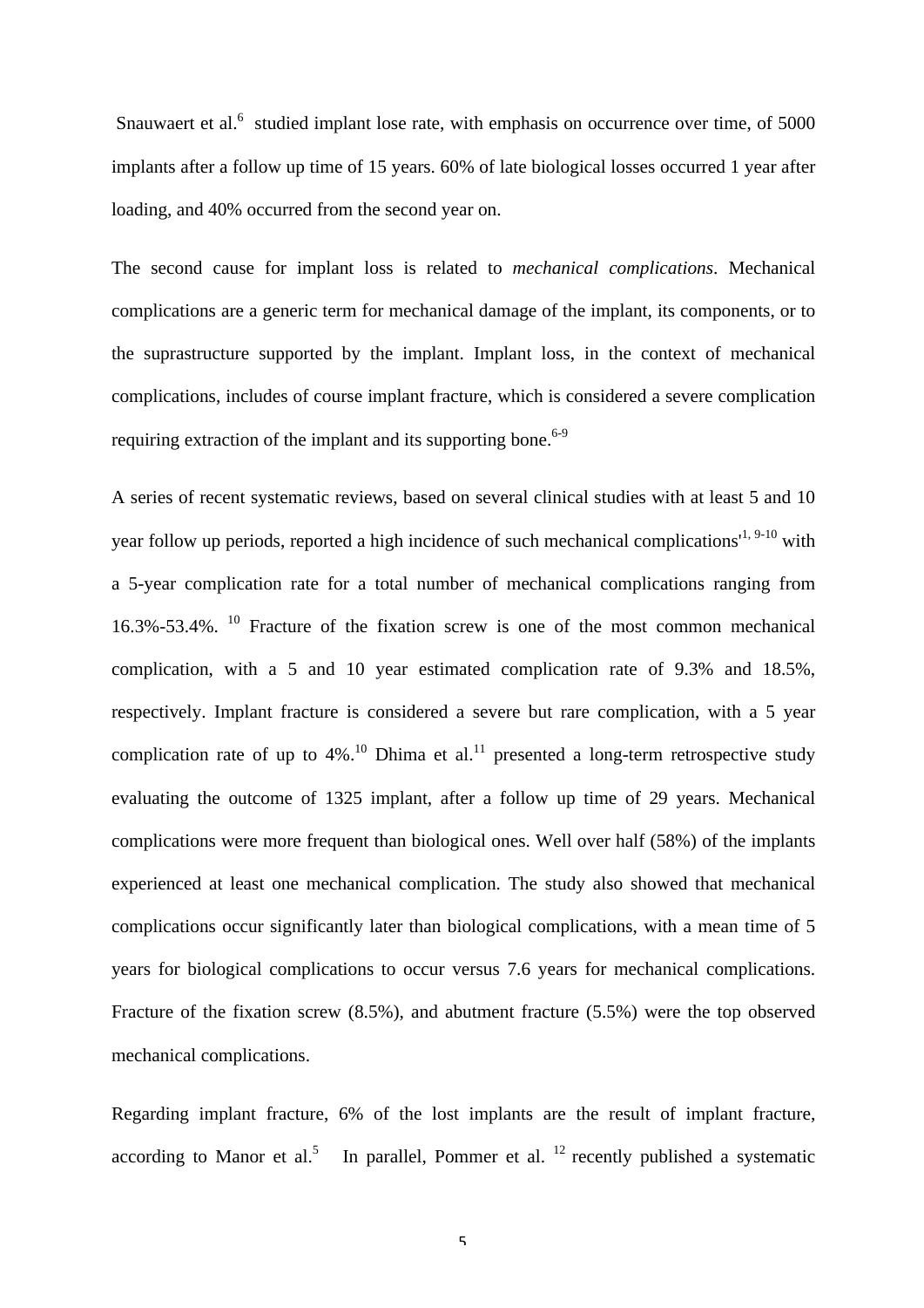Snauwaert et al.[6] studied implant lose rate, with emphasis on occurrence over time, of 5000 implants after a follow up time of 15 years. 60% of late biological losses occurred 1 year after loading, and 40% occurred from the second year on.

The second cause for implant loss is related to *mechanical complications*. Mechanical complications are a generic term for mechanical damage of the implant, its components, or to the suprastructure supported by the implant. Implant loss, in the context of mechanical complications, includes of course implant fracture, which is considered a severe complication requiring extraction of the implant and its supporting bone.[6-9]

A series of recent systematic reviews, based on several clinical studies with at least 5 and 10 year follow up periods, reported a high incidence of such mechanical complications'[1, 9-10] with a 5-year complication rate for a total number of mechanical complications ranging from 16.3%-53.4%. [10] Fracture of the fixation screw is one of the most common mechanical complication, with a 5 and 10 year estimated complication rate of 9.3% and 18.5%, respectively. Implant fracture is considered a severe but rare complication, with a 5 year complication rate of up to 4%.[10] Dhima et al.[11] presented a long-term retrospective study evaluating the outcome of 1325 implant, after a follow up time of 29 years. Mechanical complications were more frequent than biological ones. Well over half (58%) of the implants experienced at least one mechanical complication. The study also showed that mechanical complications occur significantly later than biological complications, with a mean time of 5 years for biological complications to occur versus 7.6 years for mechanical complications. Fracture of the fixation screw (8.5%), and abutment fracture (5.5%) were the top observed mechanical complications.

Regarding implant fracture, 6% of the lost implants are the result of implant fracture, according to Manor et al.[5] In parallel, Pommer et al. [12] recently published a systematic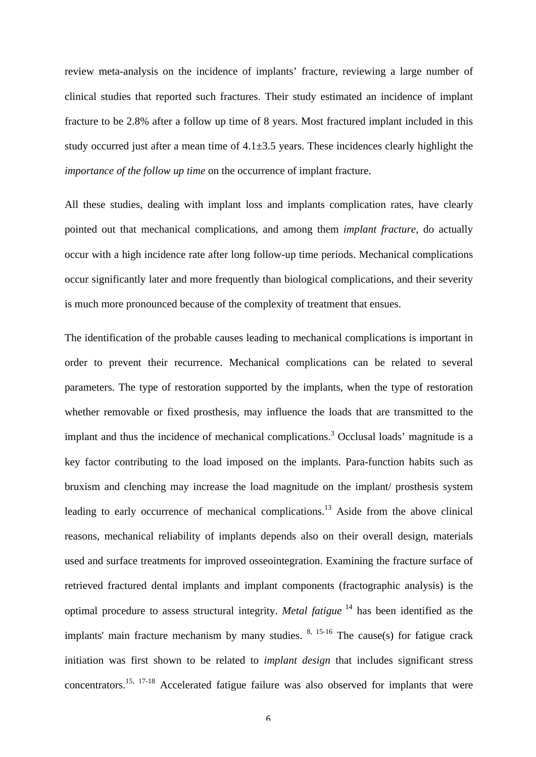review meta-analysis on the incidence of implants' fracture, reviewing a large number of clinical studies that reported such fractures. Their study estimated an incidence of implant fracture to be 2.8% after a follow up time of 8 years. Most fractured implant included in this study occurred just after a mean time of 4.1±3.5 years. These incidences clearly highlight the *importance of the follow up time* on the occurrence of implant fracture.

All these studies, dealing with implant loss and implants complication rates, have clearly pointed out that mechanical complications, and among them *implant fracture*, do actually occur with a high incidence rate after long follow-up time periods. Mechanical complications occur significantly later and more frequently than biological complications, and their severity is much more pronounced because of the complexity of treatment that ensues.

The identification of the probable causes leading to mechanical complications is important in order to prevent their recurrence. Mechanical complications can be related to several parameters. The type of restoration supported by the implants, when the type of restoration whether removable or fixed prosthesis, may influence the loads that are transmitted to the implant and thus the incidence of mechanical complications.[3] Occlusal loads' magnitude is a key factor contributing to the load imposed on the implants. Para-function habits such as bruxism and clenching may increase the load magnitude on the implant/ prosthesis system leading to early occurrence of mechanical complications.[13] Aside from the above clinical reasons, mechanical reliability of implants depends also on their overall design, materials used and surface treatments for improved osseointegration. Examining the fracture surface of retrieved fractured dental implants and implant components (fractographic analysis) is the optimal procedure to assess structural integrity. *Metal fatigue* [14] has been identified as the implants' main fracture mechanism by many studies. [8, 15-16] The cause(s) for fatigue crack initiation was first shown to be related to *implant design* that includes significant stress concentrators.[15, 17-18] Accelerated fatigue failure was also observed for implants that were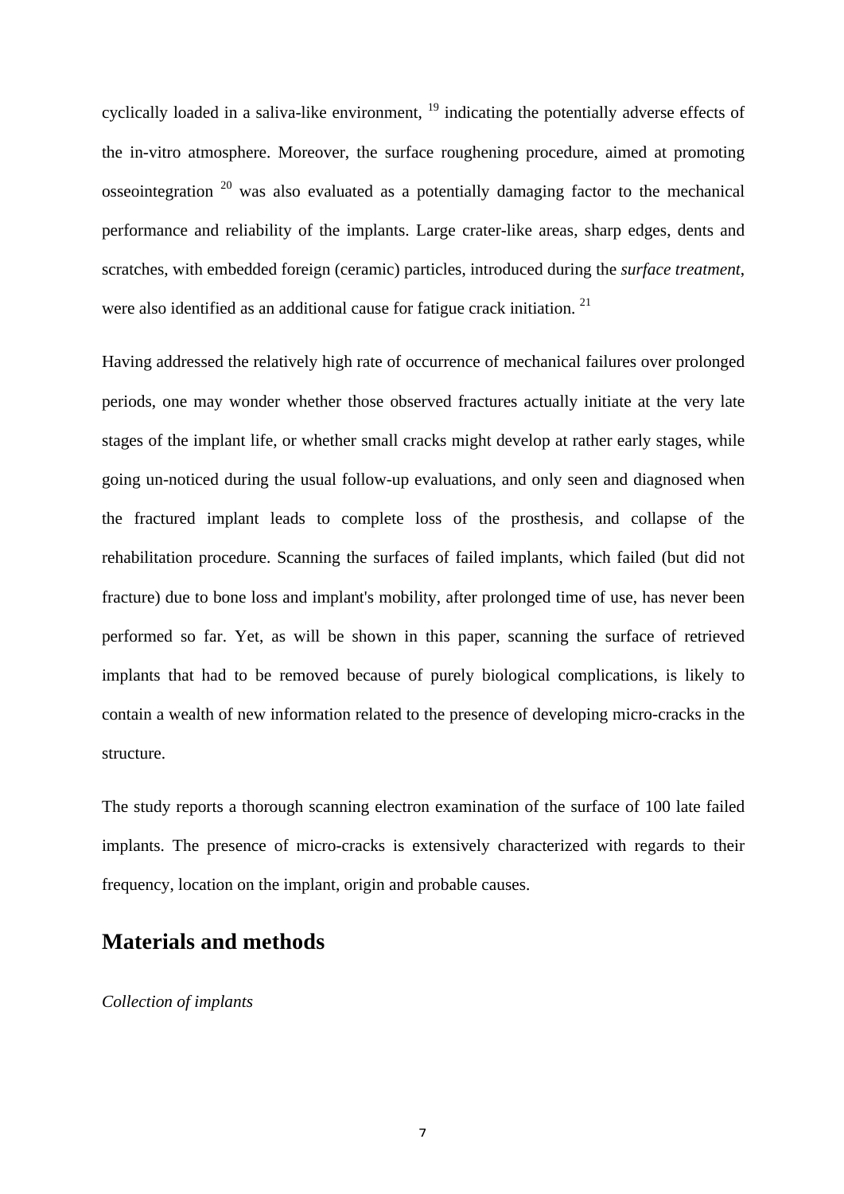cyclically loaded in a saliva-like environment, [19] indicating the potentially adverse effects of the in-vitro atmosphere. Moreover, the surface roughening procedure, aimed at promoting osseointegration [20] was also evaluated as a potentially damaging factor to the mechanical performance and reliability of the implants. Large crater-like areas, sharp edges, dents and scratches, with embedded foreign (ceramic) particles, introduced during the *surface treatment*, were also identified as an additional cause for fatigue crack initiation. [21]

Having addressed the relatively high rate of occurrence of mechanical failures over prolonged periods, one may wonder whether those observed fractures actually initiate at the very late stages of the implant life, or whether small cracks might develop at rather early stages, while going un-noticed during the usual follow-up evaluations, and only seen and diagnosed when the fractured implant leads to complete loss of the prosthesis, and collapse of the rehabilitation procedure. Scanning the surfaces of failed implants, which failed (but did not fracture) due to bone loss and implant's mobility, after prolonged time of use, has never been performed so far. Yet, as will be shown in this paper, scanning the surface of retrieved implants that had to be removed because of purely biological complications, is likely to contain a wealth of new information related to the presence of developing micro-cracks in the structure.

The study reports a thorough scanning electron examination of the surface of 100 late failed implants. The presence of micro-cracks is extensively characterized with regards to their frequency, location on the implant, origin and probable causes.

## Materials and methods

*Collection of implants*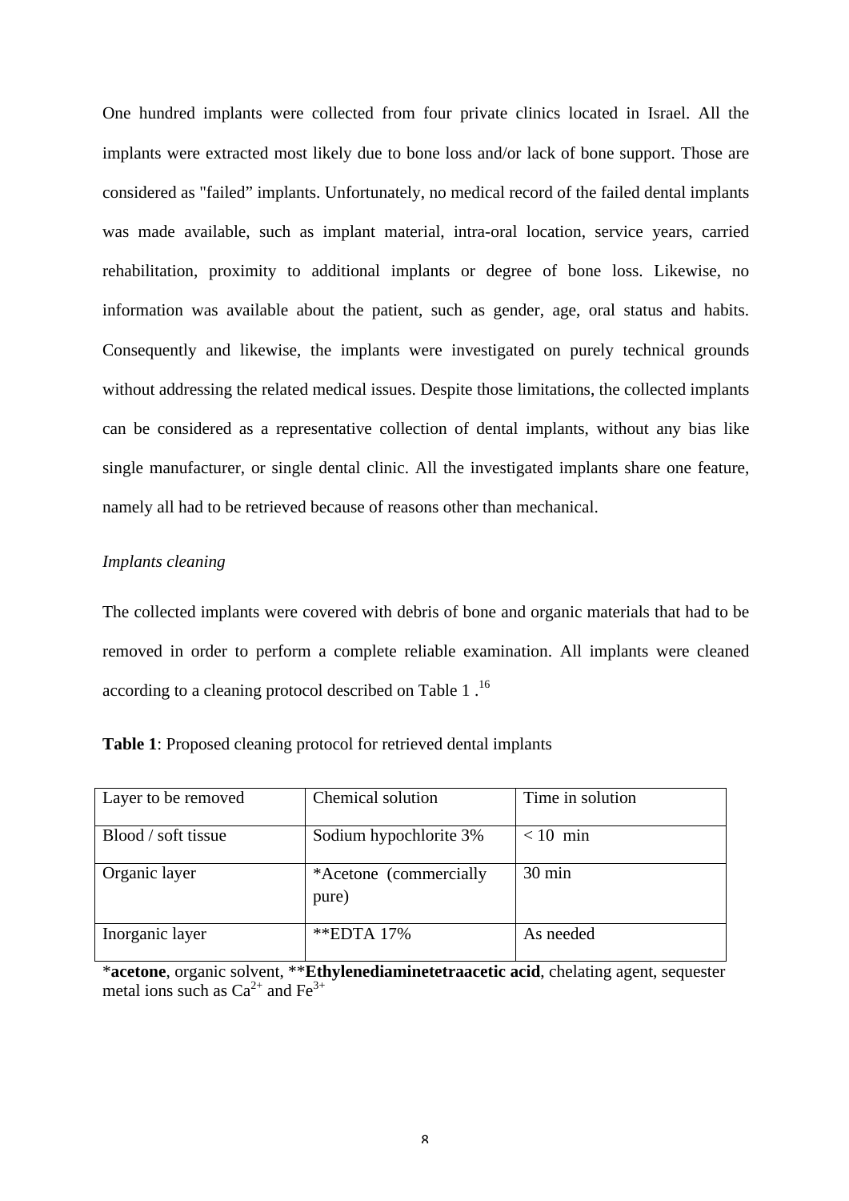One hundred implants were collected from four private clinics located in Israel. All the implants were extracted most likely due to bone loss and/or lack of bone support. Those are considered as "failed" implants. Unfortunately, no medical record of the failed dental implants was made available, such as implant material, intra-oral location, service years, carried rehabilitation, proximity to additional implants or degree of bone loss. Likewise, no information was available about the patient, such as gender, age, oral status and habits. Consequently and likewise, the implants were investigated on purely technical grounds without addressing the related medical issues. Despite those limitations, the collected implants can be considered as a representative collection of dental implants, without any bias like single manufacturer, or single dental clinic. All the investigated implants share one feature, namely all had to be retrieved because of reasons other than mechanical.

*Implants cleaning*

The collected implants were covered with debris of bone and organic materials that had to be removed in order to perform a complete reliable examination. All implants were cleaned according to a cleaning protocol described on Table 1 .[16]

**Table 1**: Proposed cleaning protocol for retrieved dental implants

| Layer to be removed | Chemical solution | Time in solution |
|---|---|---|
| Blood / soft tissue | Sodium hypochlorite 3% | < 10 min |
| Organic layer | *Acetone (commercially pure) | 30 min |
| Inorganic layer | **EDTA 17% | As needed |

*__acetone__, organic solvent, **__Ethylenediaminetetraacetic acid__, chelating agent, sequester metal ions such as $Ca^{2+}$ and $Fe^{3+}$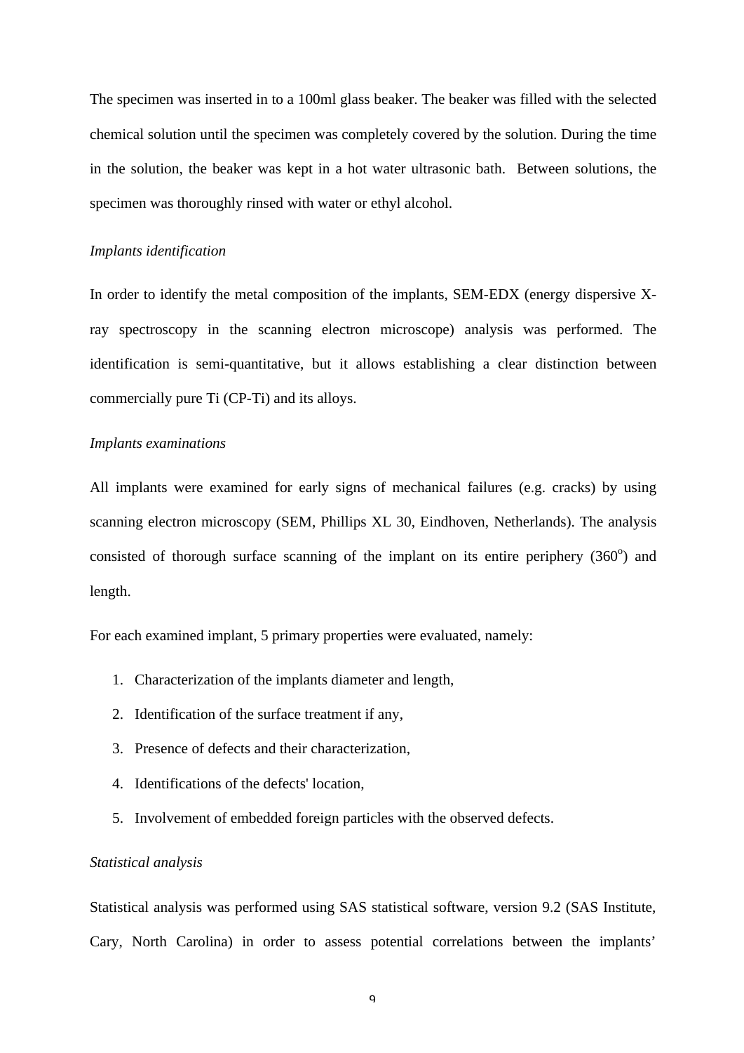The specimen was inserted in to a 100ml glass beaker. The beaker was filled with the selected chemical solution until the specimen was completely covered by the solution. During the time in the solution, the beaker was kept in a hot water ultrasonic bath. Between solutions, the specimen was thoroughly rinsed with water or ethyl alcohol.

*Implants identification*

In order to identify the metal composition of the implants, SEM-EDX (energy dispersive X-ray spectroscopy in the scanning electron microscope) analysis was performed. The identification is semi-quantitative, but it allows establishing a clear distinction between commercially pure Ti (CP-Ti) and its alloys.

*Implants examinations*

All implants were examined for early signs of mechanical failures (e.g. cracks) by using scanning electron microscopy (SEM, Phillips XL 30, Eindhoven, Netherlands). The analysis consisted of thorough surface scanning of the implant on its entire periphery (360$^{o}$) and length.

For each examined implant, 5 primary properties were evaluated, namely:

1. Characterization of the implants diameter and length,
2. Identification of the surface treatment if any,
3. Presence of defects and their characterization,
4. Identifications of the defects' location,
5. Involvement of embedded foreign particles with the observed defects.

*Statistical analysis*

Statistical analysis was performed using SAS statistical software, version 9.2 (SAS Institute, Cary, North Carolina) in order to assess potential correlations between the implants'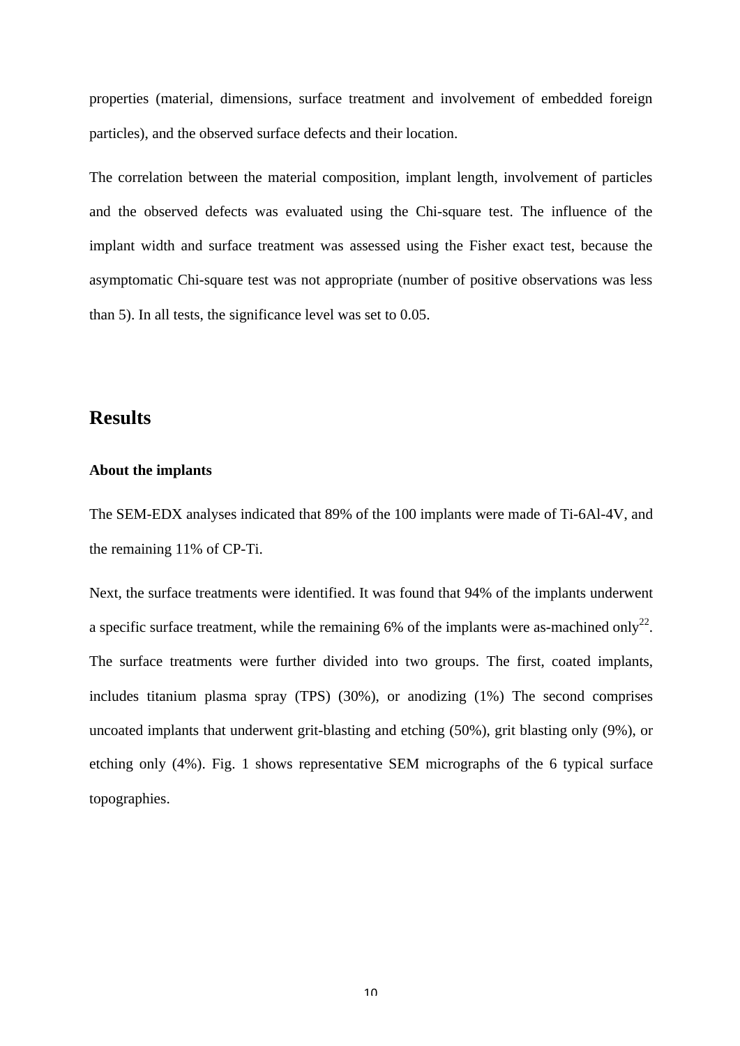properties (material, dimensions, surface treatment and involvement of embedded foreign particles), and the observed surface defects and their location.

The correlation between the material composition, implant length, involvement of particles and the observed defects was evaluated using the Chi-square test. The influence of the implant width and surface treatment was assessed using the Fisher exact test, because the asymptomatic Chi-square test was not appropriate (number of positive observations was less than 5). In all tests, the significance level was set to 0.05.

## Results

### About the implants

The SEM-EDX analyses indicated that 89% of the 100 implants were made of Ti-6Al-4V, and the remaining 11% of CP-Ti.

Next, the surface treatments were identified. It was found that 94% of the implants underwent a specific surface treatment, while the remaining 6% of the implants were as-machined only[22]. The surface treatments were further divided into two groups. The first, coated implants, includes titanium plasma spray (TPS) (30%), or anodizing (1%) The second comprises uncoated implants that underwent grit-blasting and etching (50%), grit blasting only (9%), or etching only (4%). Fig. 1 shows representative SEM micrographs of the 6 typical surface topographies.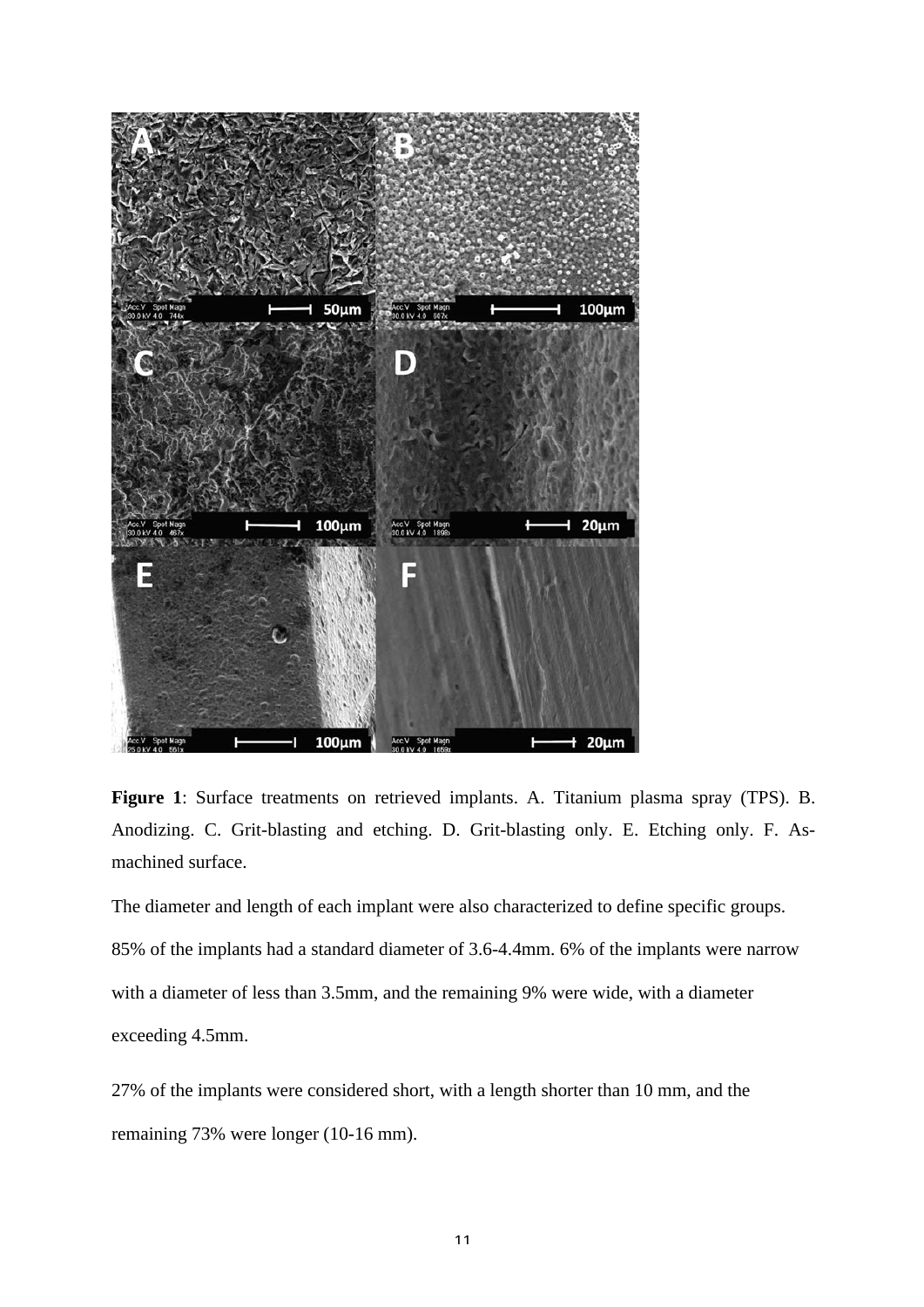**Figure 1**: Surface treatments on retrieved implants. A. Titanium plasma spray (TPS). B. Anodizing. C. Grit-blasting and etching. D. Grit-blasting only. E. Etching only. F. As-machined surface.

The diameter and length of each implant were also characterized to define specific groups. 85% of the implants had a standard diameter of 3.6-4.4mm. 6% of the implants were narrow with a diameter of less than 3.5mm, and the remaining 9% were wide, with a diameter exceeding 4.5mm.

27% of the implants were considered short, with a length shorter than 10 mm, and the remaining 73% were longer (10-16 mm).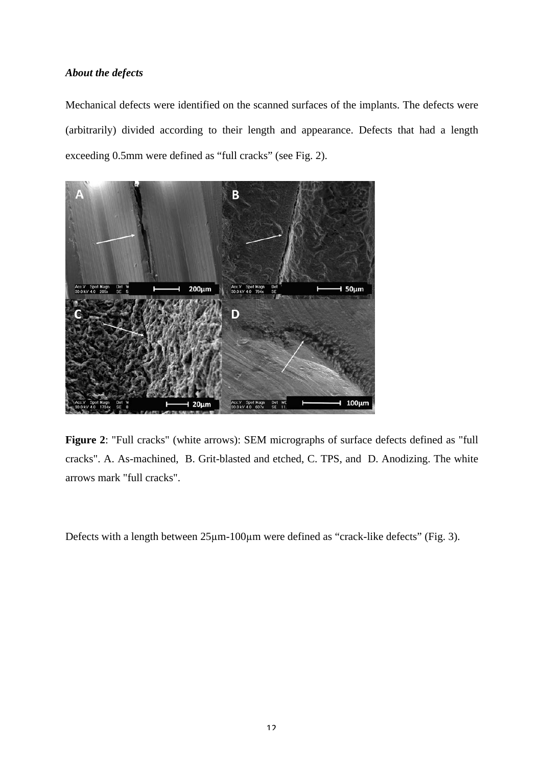***About the defects***

Mechanical defects were identified on the scanned surfaces of the implants. The defects were (arbitrarily) divided according to their length and appearance. Defects that had a length exceeding 0.5mm were defined as “full cracks” (see Fig. 2).

**Figure 2**: "Full cracks" (white arrows): SEM micrographs of surface defects defined as "full cracks". A. As-machined, B. Grit-blasted and etched, C. TPS, and D. Anodizing. The white arrows mark "full cracks".

Defects with a length between 25μm-100μm were defined as “crack-like defects” (Fig. 3).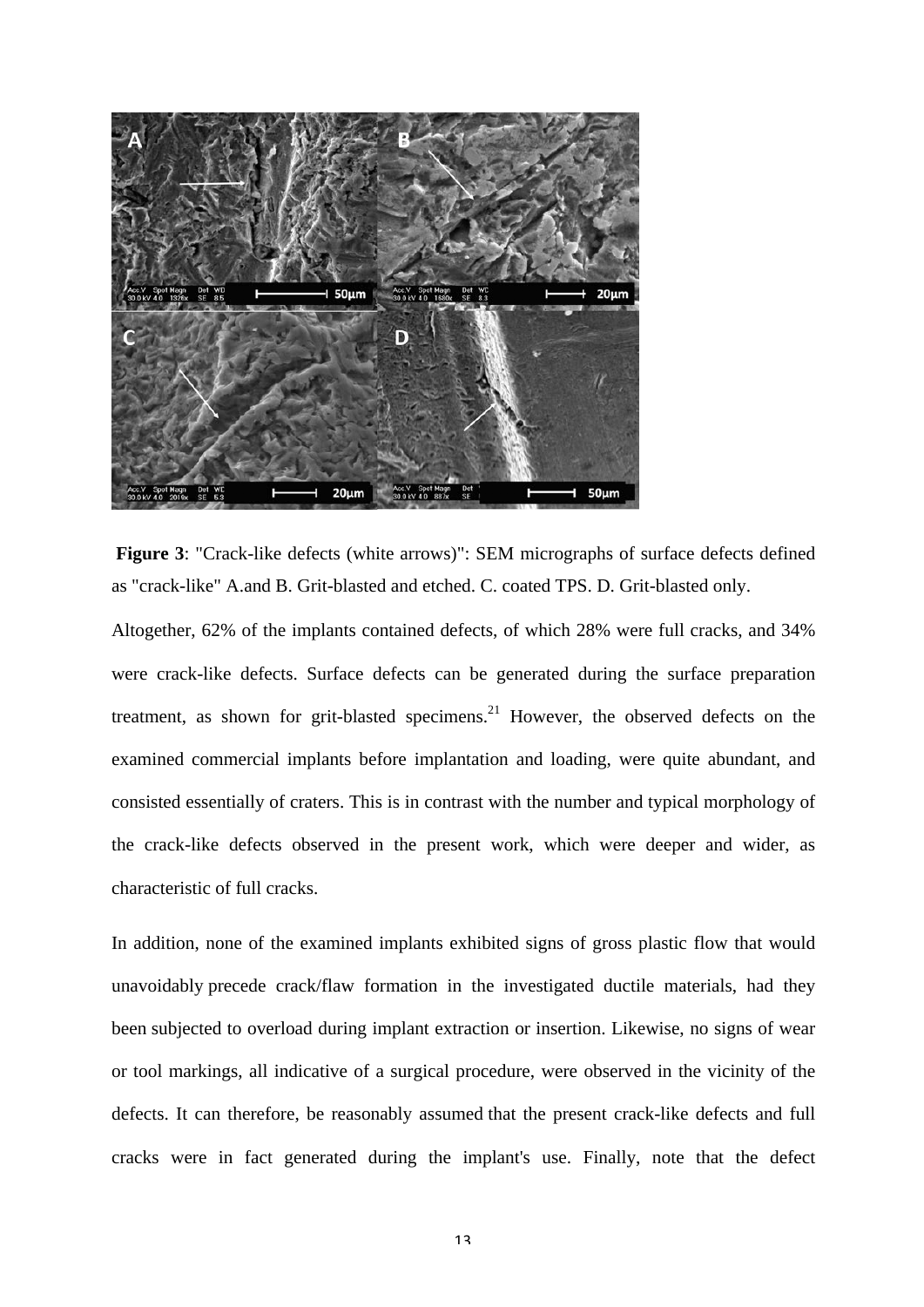**Figure 3**: "Crack-like defects (white arrows)": SEM micrographs of surface defects defined as "crack-like" A.and B. Grit-blasted and etched. C. coated TPS. D. Grit-blasted only.

Altogether, 62% of the implants contained defects, of which 28% were full cracks, and 34% were crack-like defects. Surface defects can be generated during the surface preparation treatment, as shown for grit-blasted specimens.[21] However, the observed defects on the examined commercial implants before implantation and loading, were quite abundant, and consisted essentially of craters. This is in contrast with the number and typical morphology of the crack-like defects observed in the present work, which were deeper and wider, as characteristic of full cracks.

In addition, none of the examined implants exhibited signs of gross plastic flow that would unavoidably precede crack/flaw formation in the investigated ductile materials, had they been subjected to overload during implant extraction or insertion. Likewise, no signs of wear or tool markings, all indicative of a surgical procedure, were observed in the vicinity of the defects. It can therefore, be reasonably assumed that the present crack-like defects and full cracks were in fact generated during the implant's use. Finally, note that the defect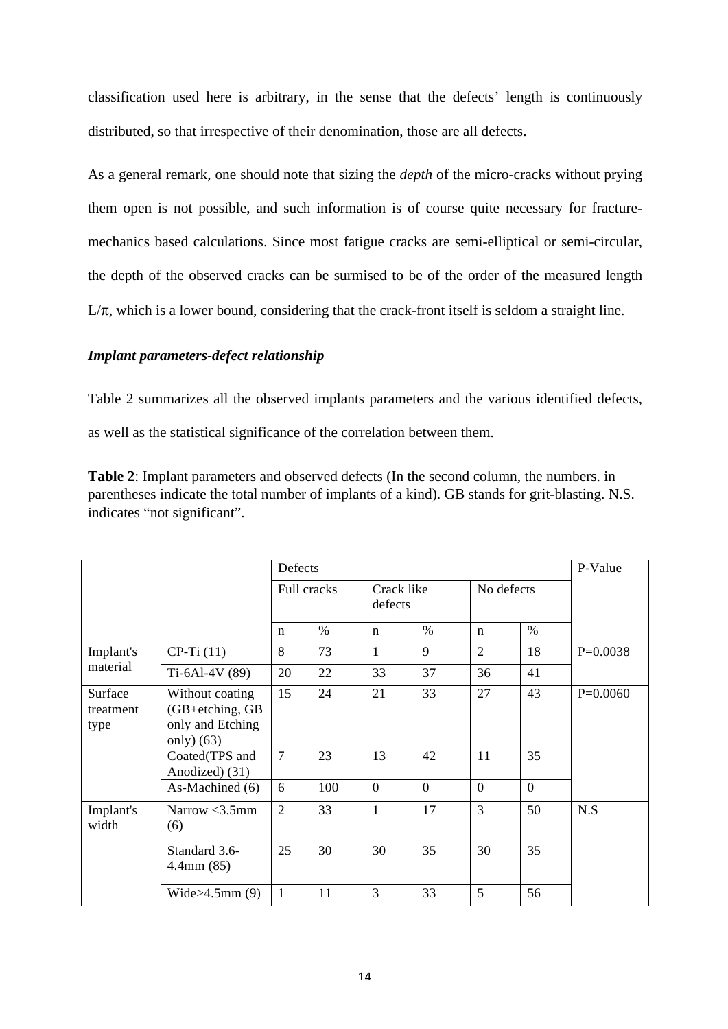classification used here is arbitrary, in the sense that the defects' length is continuously distributed, so that irrespective of their denomination, those are all defects.

As a general remark, one should note that sizing the *depth* of the micro-cracks without prying them open is not possible, and such information is of course quite necessary for fracture-mechanics based calculations. Since most fatigue cracks are semi-elliptical or semi-circular, the depth of the observed cracks can be surmised to be of the order of the measured length $L/\pi$, which is a lower bound, considering that the crack-front itself is seldom a straight line.

***Implant parameters-defect relationship***

Table 2 summarizes all the observed implants parameters and the various identified defects, as well as the statistical significance of the correlation between them.

**Table 2**: Implant parameters and observed defects (In the second column, the numbers. in parentheses indicate the total number of implants of a kind). GB stands for grit-blasting. N.S. indicates "not significant".

| | | Defects | | | | | | P-Value |
|---|---|---|---|---|---|---|---|---|
| | | Full cracks | | Crack like defects | | No defects | | |
| | | n | % | n | % | n | % | |
| Implant's material | CP-Ti (11) | 8 | 73 | 1 | 9 | 2 | 18 | P=0.0038 |
| | Ti-6Al-4V (89) | 20 | 22 | 33 | 37 | 36 | 41 | |
| Surface treatment type | Without coating (GB+etching, GB only and Etching only) (63) | 15 | 24 | 21 | 33 | 27 | 43 | P=0.0060 |
| | Coated(TPS and Anodized) (31) | 7 | 23 | 13 | 42 | 11 | 35 | |
| | As-Machined (6) | 6 | 100 | 0 | 0 | 0 | 0 | |
| Implant's width | Narrow <3.5mm (6) | 2 | 33 | 1 | 17 | 3 | 50 | N.S |
| | Standard 3.6-4.4mm (85) | 25 | 30 | 30 | 35 | 30 | 35 | |
| | Wide>4.5mm (9) | 1 | 11 | 3 | 33 | 5 | 56 | |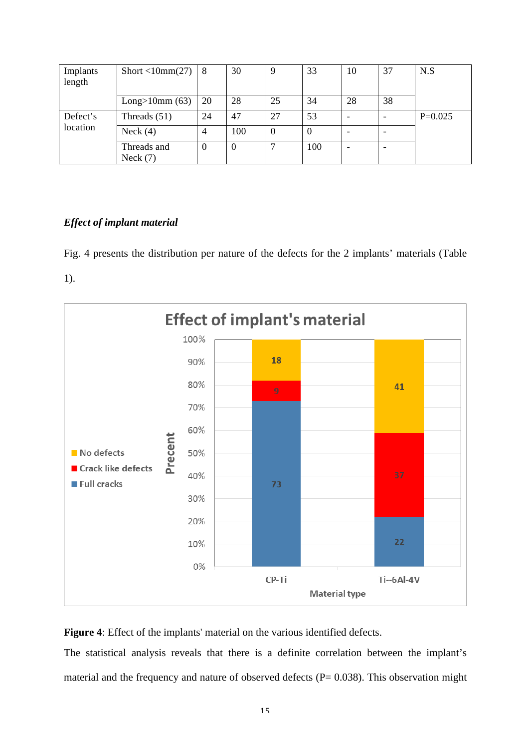| | | | | | | | | |
|---|---|---|---|---|---|---|---|---|
| Implants length | Short <10mm(27) | 8 | 30 | 9 | 33 | 10 | 37 | N.S |
| | Long>10mm (63) | 20 | 28 | 25 | 34 | 28 | 38 | |
| Defect's location | Threads (51) | 24 | 47 | 27 | 53 | - | - | P=0.025 |
| | Neck (4) | 4 | 100 | 0 | 0 | - | - | |
| | Threads and Neck (7) | 0 | 0 | 7 | 100 | - | - | |

***Effect of implant material***

Fig. 4 presents the distribution per nature of the defects for the 2 implants' materials (Table 1).

**Figure 4**: Effect of the implants' material on the various identified defects.

The statistical analysis reveals that there is a definite correlation between the implant's material and the frequency and nature of observed defects (P= 0.038). This observation might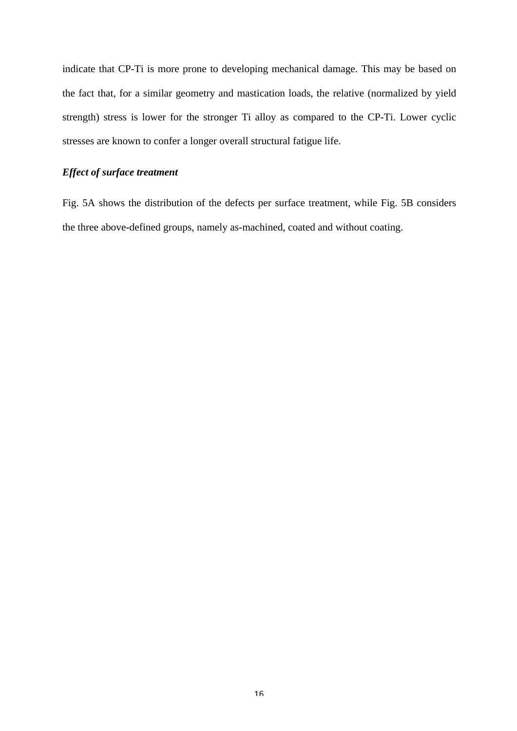indicate that CP-Ti is more prone to developing mechanical damage. This may be based on the fact that, for a similar geometry and mastication loads, the relative (normalized by yield strength) stress is lower for the stronger Ti alloy as compared to the CP-Ti. Lower cyclic stresses are known to confer a longer overall structural fatigue life.

***Effect of surface treatment***

Fig. 5A shows the distribution of the defects per surface treatment, while Fig. 5B considers the three above-defined groups, namely as-machined, coated and without coating.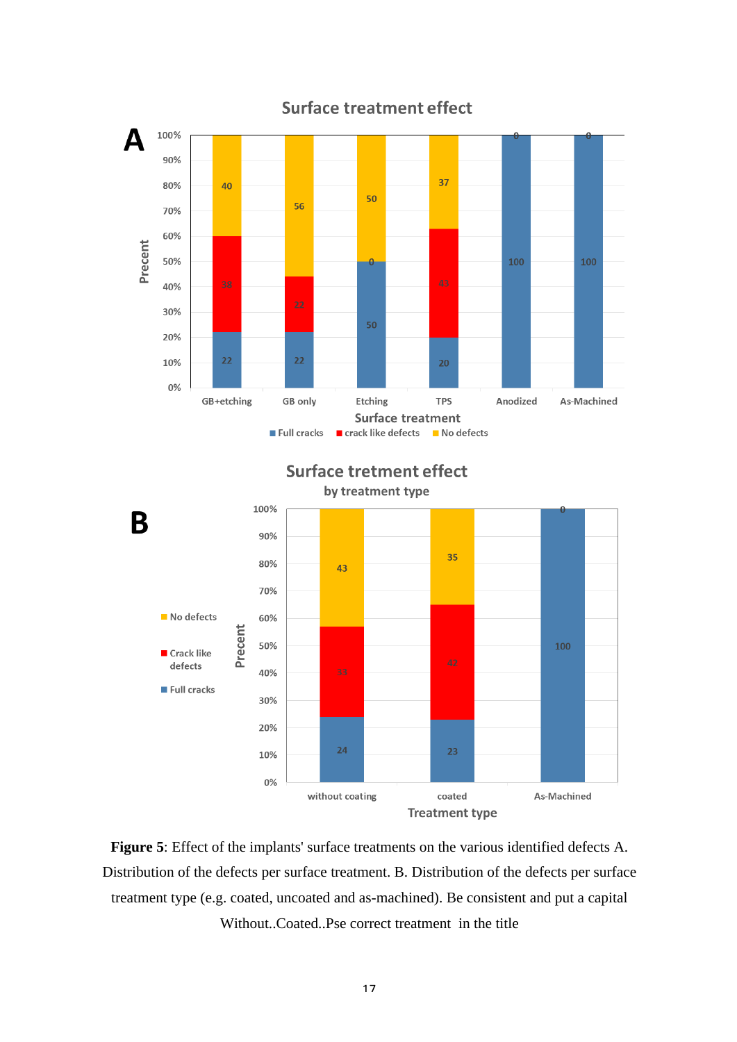**Figure 5**: Effect of the implants' surface treatments on the various identified defects A. Distribution of the defects per surface treatment. B. Distribution of the defects per surface treatment type (e.g. coated, uncoated and as-machined). Be consistent and put a capital Without..Coated..Pse correct treatment in the title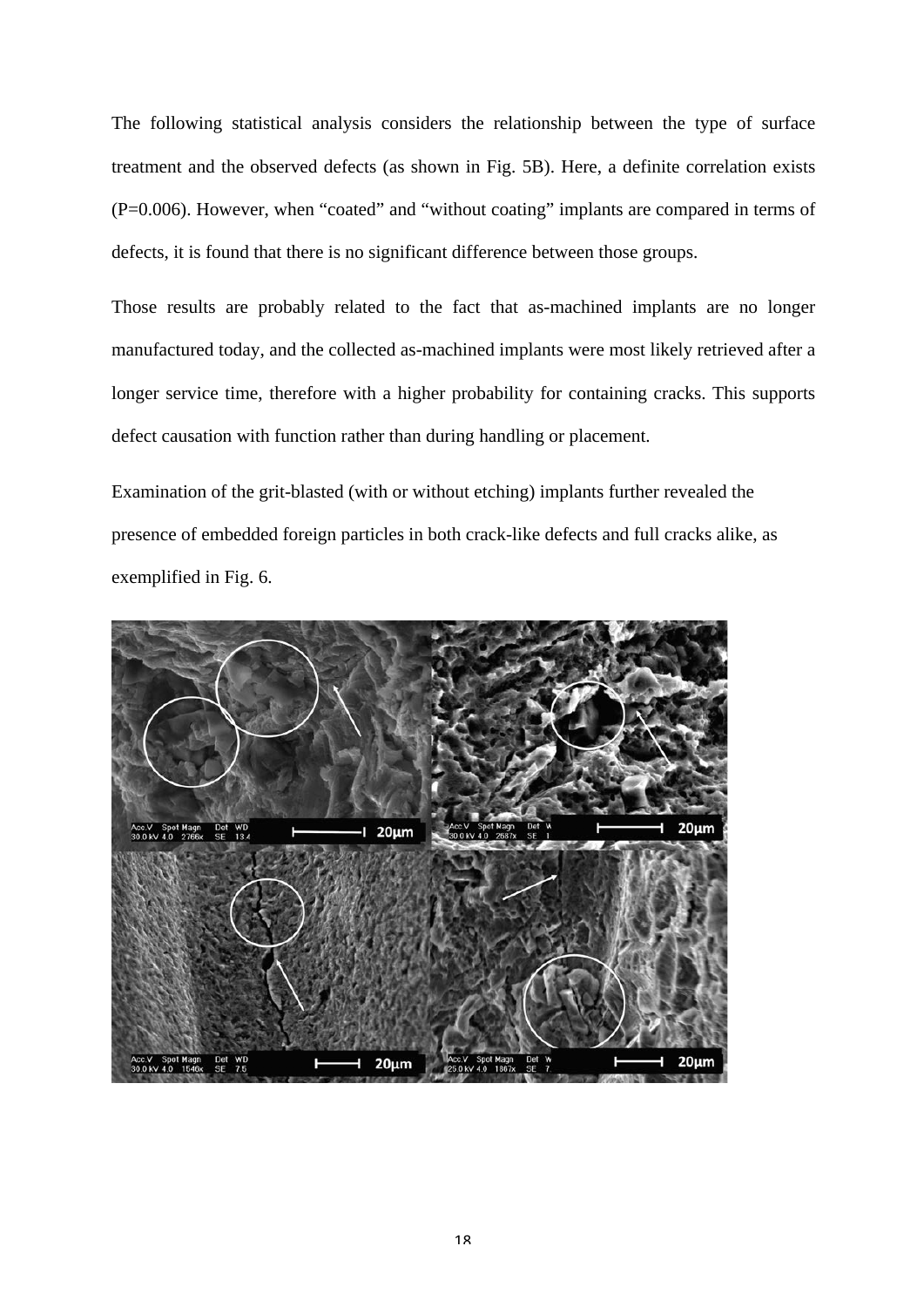The following statistical analysis considers the relationship between the type of surface treatment and the observed defects (as shown in Fig. 5B). Here, a definite correlation exists ($P=0.006$). However, when "coated" and "without coating" implants are compared in terms of defects, it is found that there is no significant difference between those groups.

Those results are probably related to the fact that as-machined implants are no longer manufactured today, and the collected as-machined implants were most likely retrieved after a longer service time, therefore with a higher probability for containing cracks. This supports defect causation with function rather than during handling or placement.

Examination of the grit-blasted (with or without etching) implants further revealed the presence of embedded foreign particles in both crack-like defects and full cracks alike, as exemplified in Fig. 6.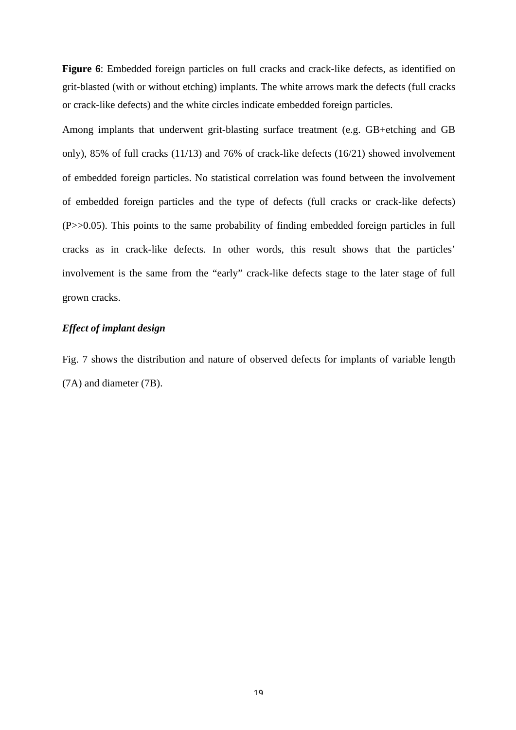**Figure 6**: Embedded foreign particles on full cracks and crack-like defects, as identified on grit-blasted (with or without etching) implants. The white arrows mark the defects (full cracks or crack-like defects) and the white circles indicate embedded foreign particles.

Among implants that underwent grit-blasting surface treatment (e.g. GB+etching and GB only), 85% of full cracks (11/13) and 76% of crack-like defects (16/21) showed involvement of embedded foreign particles. No statistical correlation was found between the involvement of embedded foreign particles and the type of defects (full cracks or crack-like defects) ($P >> 0.05$). This points to the same probability of finding embedded foreign particles in full cracks as in crack-like defects. In other words, this result shows that the particles' involvement is the same from the "early" crack-like defects stage to the later stage of full grown cracks.

### *Effect of implant design*

Fig. 7 shows the distribution and nature of observed defects for implants of variable length (7A) and diameter (7B).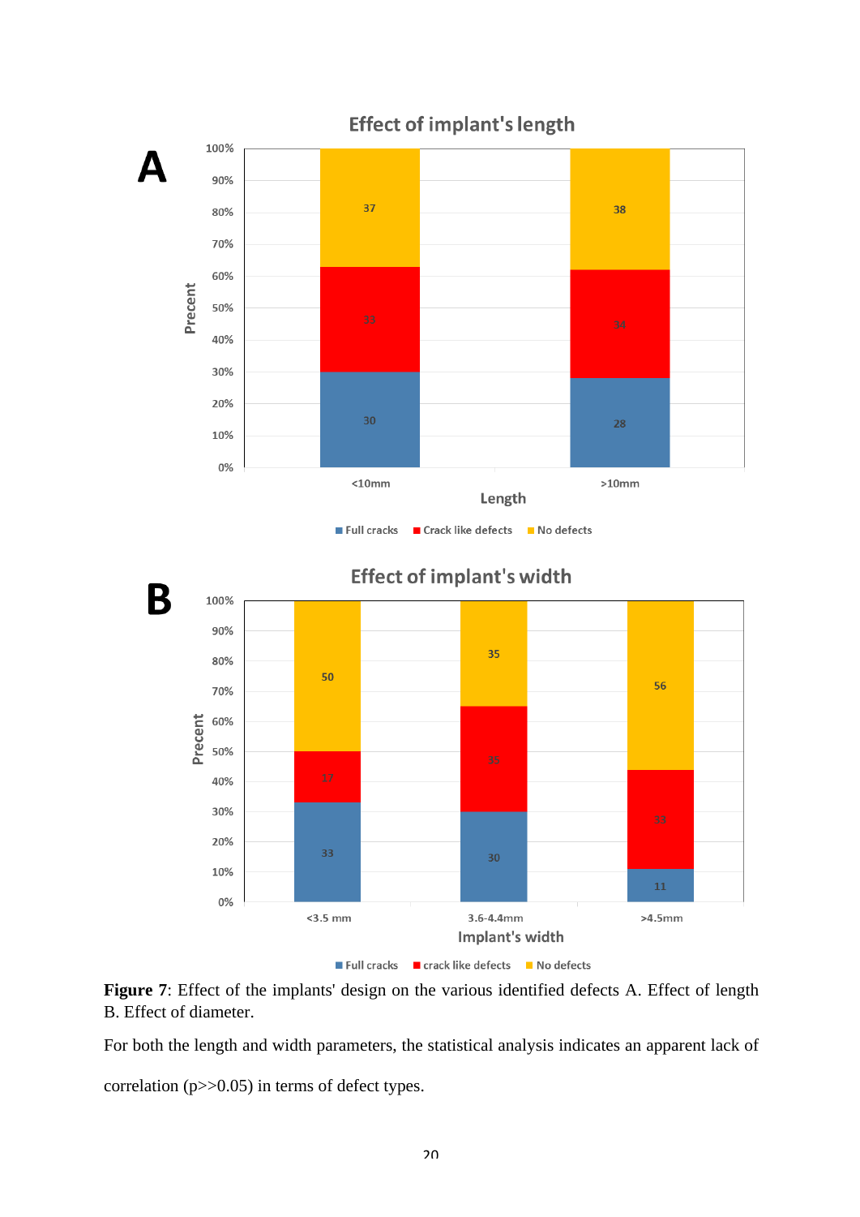**Figure 7**: Effect of the implants' design on the various identified defects A. Effect of length B. Effect of diameter.

For both the length and width parameters, the statistical analysis indicates an apparent lack of correlation (p>>0.05) in terms of defect types.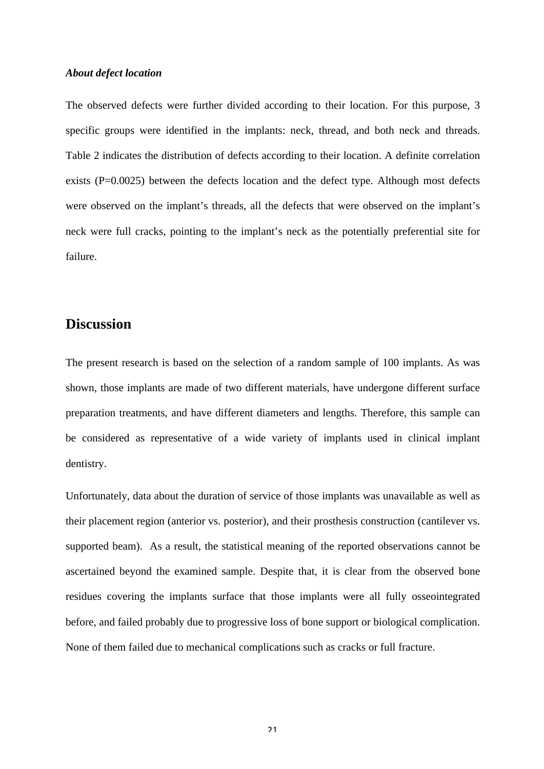### *About defect location*

The observed defects were further divided according to their location. For this purpose, 3 specific groups were identified in the implants: neck, thread, and both neck and threads. Table 2 indicates the distribution of defects according to their location. A definite correlation exists (P=0.0025) between the defects location and the defect type. Although most defects were observed on the implant's threads, all the defects that were observed on the implant's neck were full cracks, pointing to the implant's neck as the potentially preferential site for failure.

## Discussion

The present research is based on the selection of a random sample of 100 implants. As was shown, those implants are made of two different materials, have undergone different surface preparation treatments, and have different diameters and lengths. Therefore, this sample can be considered as representative of a wide variety of implants used in clinical implant dentistry.

Unfortunately, data about the duration of service of those implants was unavailable as well as their placement region (anterior vs. posterior), and their prosthesis construction (cantilever vs. supported beam). As a result, the statistical meaning of the reported observations cannot be ascertained beyond the examined sample. Despite that, it is clear from the observed bone residues covering the implants surface that those implants were all fully osseointegrated before, and failed probably due to progressive loss of bone support or biological complication. None of them failed due to mechanical complications such as cracks or full fracture.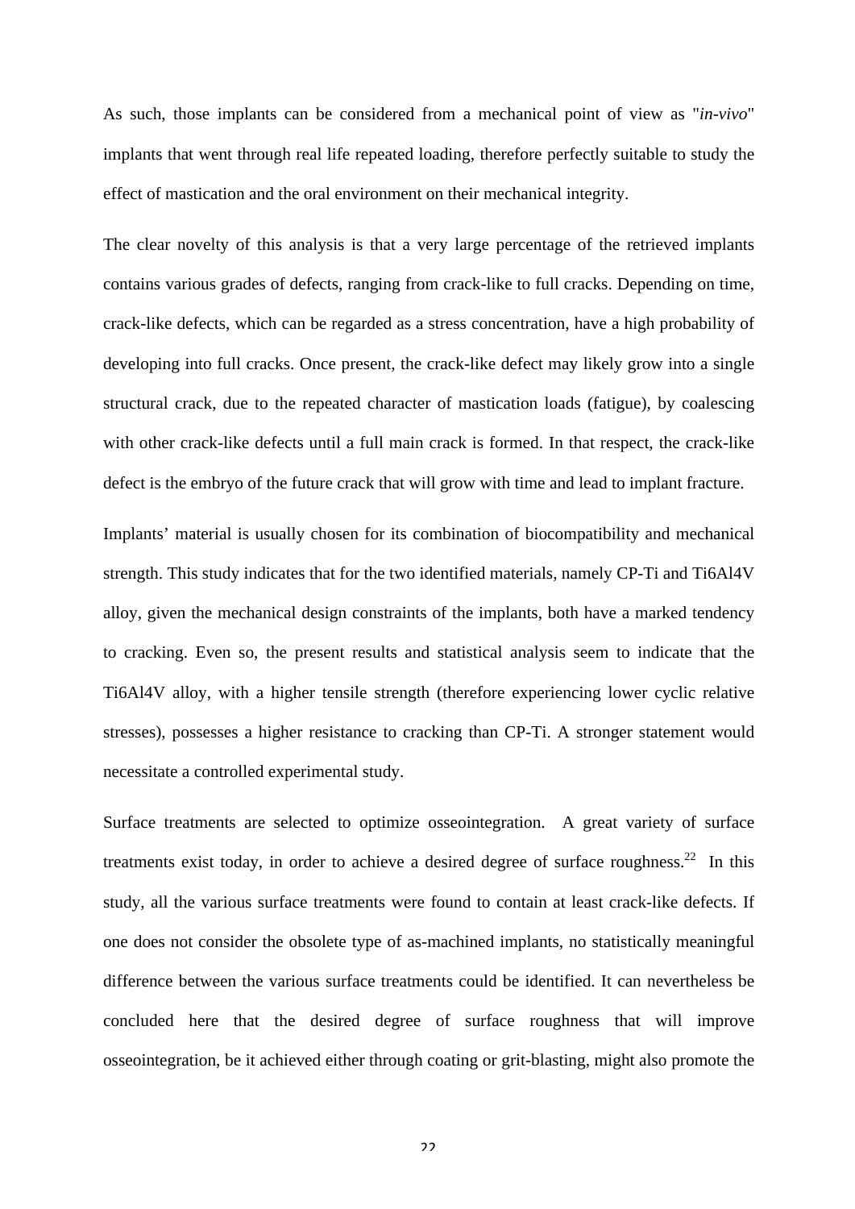As such, those implants can be considered from a mechanical point of view as "*in-vivo*" implants that went through real life repeated loading, therefore perfectly suitable to study the effect of mastication and the oral environment on their mechanical integrity.

The clear novelty of this analysis is that a very large percentage of the retrieved implants contains various grades of defects, ranging from crack-like to full cracks. Depending on time, crack-like defects, which can be regarded as a stress concentration, have a high probability of developing into full cracks. Once present, the crack-like defect may likely grow into a single structural crack, due to the repeated character of mastication loads (fatigue), by coalescing with other crack-like defects until a full main crack is formed. In that respect, the crack-like defect is the embryo of the future crack that will grow with time and lead to implant fracture.

Implants' material is usually chosen for its combination of biocompatibility and mechanical strength. This study indicates that for the two identified materials, namely CP-Ti and Ti6Al4V alloy, given the mechanical design constraints of the implants, both have a marked tendency to cracking. Even so, the present results and statistical analysis seem to indicate that the Ti6Al4V alloy, with a higher tensile strength (therefore experiencing lower cyclic relative stresses), possesses a higher resistance to cracking than CP-Ti. A stronger statement would necessitate a controlled experimental study.

Surface treatments are selected to optimize osseointegration. A great variety of surface treatments exist today, in order to achieve a desired degree of surface roughness.[22] In this study, all the various surface treatments were found to contain at least crack-like defects. If one does not consider the obsolete type of as-machined implants, no statistically meaningful difference between the various surface treatments could be identified. It can nevertheless be concluded here that the desired degree of surface roughness that will improve osseointegration, be it achieved either through coating or grit-blasting, might also promote the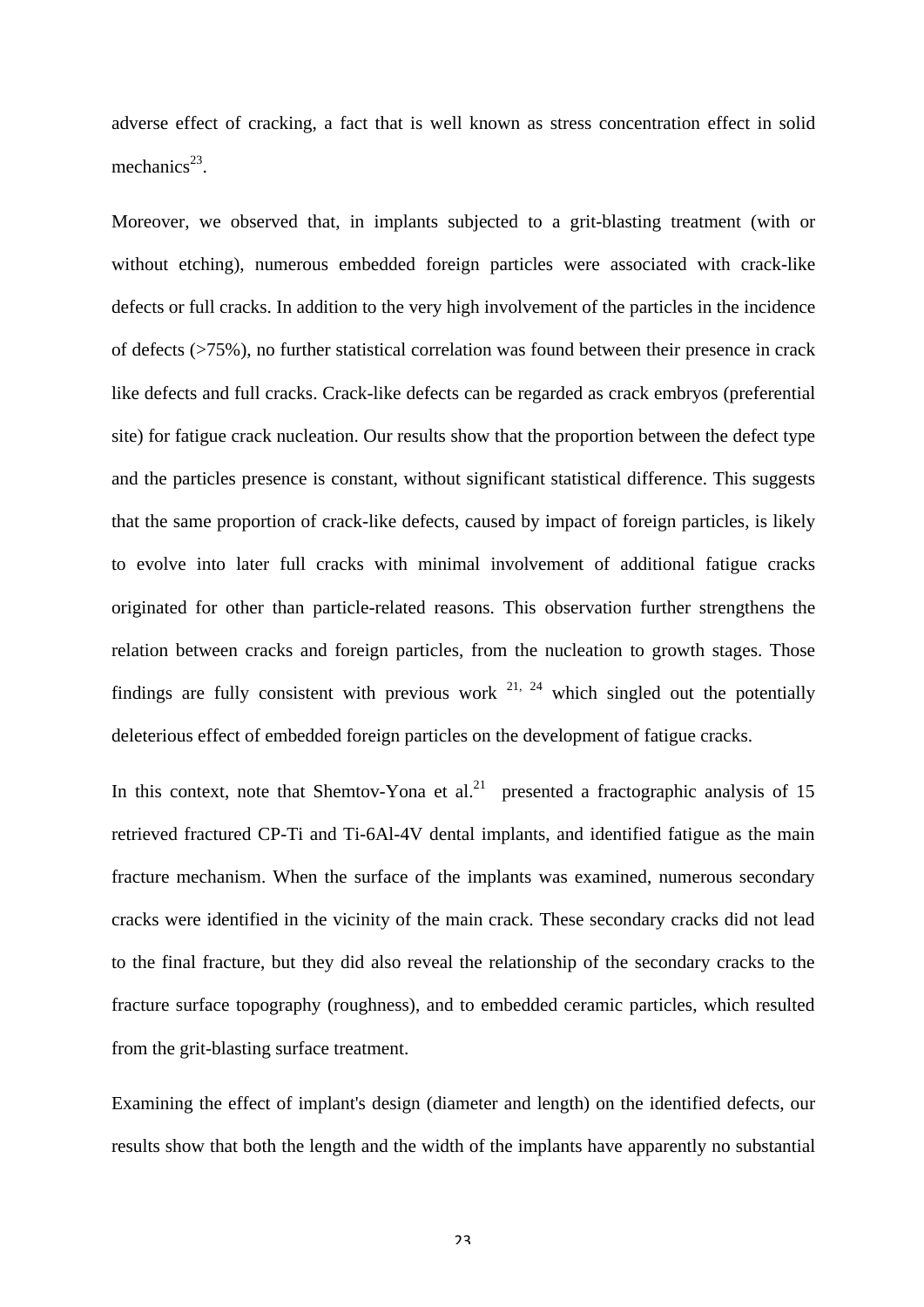adverse effect of cracking, a fact that is well known as stress concentration effect in solid mechanics[23].

Moreover, we observed that, in implants subjected to a grit-blasting treatment (with or without etching), numerous embedded foreign particles were associated with crack-like defects or full cracks. In addition to the very high involvement of the particles in the incidence of defects (>75%), no further statistical correlation was found between their presence in crack like defects and full cracks. Crack-like defects can be regarded as crack embryos (preferential site) for fatigue crack nucleation. Our results show that the proportion between the defect type and the particles presence is constant, without significant statistical difference. This suggests that the same proportion of crack-like defects, caused by impact of foreign particles, is likely to evolve into later full cracks with minimal involvement of additional fatigue cracks originated for other than particle-related reasons. This observation further strengthens the relation between cracks and foreign particles, from the nucleation to growth stages. Those findings are fully consistent with previous work [21, 24] which singled out the potentially deleterious effect of embedded foreign particles on the development of fatigue cracks.

In this context, note that Shemtov-Yona et al.[21] presented a fractographic analysis of 15 retrieved fractured CP-Ti and Ti-6Al-4V dental implants, and identified fatigue as the main fracture mechanism. When the surface of the implants was examined, numerous secondary cracks were identified in the vicinity of the main crack. These secondary cracks did not lead to the final fracture, but they did also reveal the relationship of the secondary cracks to the fracture surface topography (roughness), and to embedded ceramic particles, which resulted from the grit-blasting surface treatment.

Examining the effect of implant's design (diameter and length) on the identified defects, our results show that both the length and the width of the implants have apparently no substantial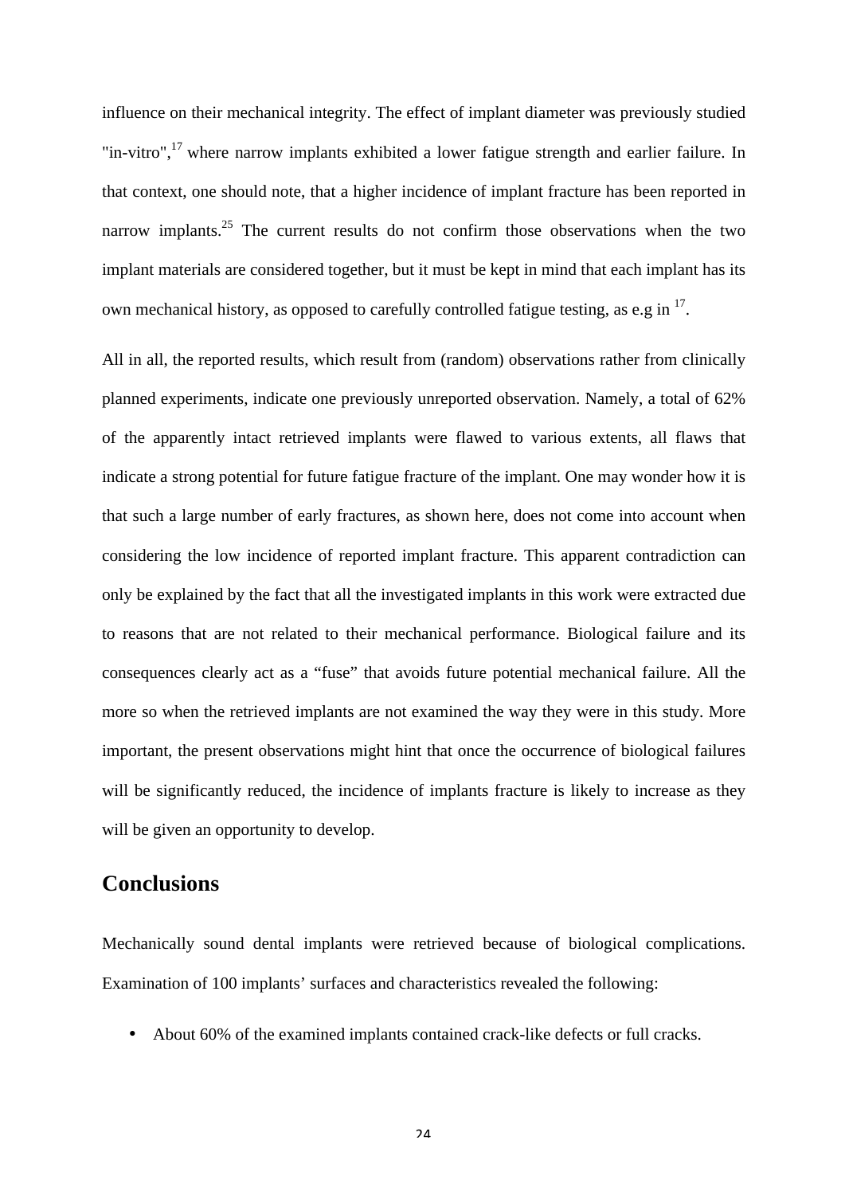influence on their mechanical integrity. The effect of implant diameter was previously studied "in-vitro",[17] where narrow implants exhibited a lower fatigue strength and earlier failure. In that context, one should note, that a higher incidence of implant fracture has been reported in narrow implants.[25] The current results do not confirm those observations when the two implant materials are considered together, but it must be kept in mind that each implant has its own mechanical history, as opposed to carefully controlled fatigue testing, as e.g in [17].

All in all, the reported results, which result from (random) observations rather from clinically planned experiments, indicate one previously unreported observation. Namely, a total of 62% of the apparently intact retrieved implants were flawed to various extents, all flaws that indicate a strong potential for future fatigue fracture of the implant. One may wonder how it is that such a large number of early fractures, as shown here, does not come into account when considering the low incidence of reported implant fracture. This apparent contradiction can only be explained by the fact that all the investigated implants in this work were extracted due to reasons that are not related to their mechanical performance. Biological failure and its consequences clearly act as a "fuse" that avoids future potential mechanical failure. All the more so when the retrieved implants are not examined the way they were in this study. More important, the present observations might hint that once the occurrence of biological failures will be significantly reduced, the incidence of implants fracture is likely to increase as they will be given an opportunity to develop.

## Conclusions

Mechanically sound dental implants were retrieved because of biological complications. Examination of 100 implants' surfaces and characteristics revealed the following:

- About 60% of the examined implants contained crack-like defects or full cracks.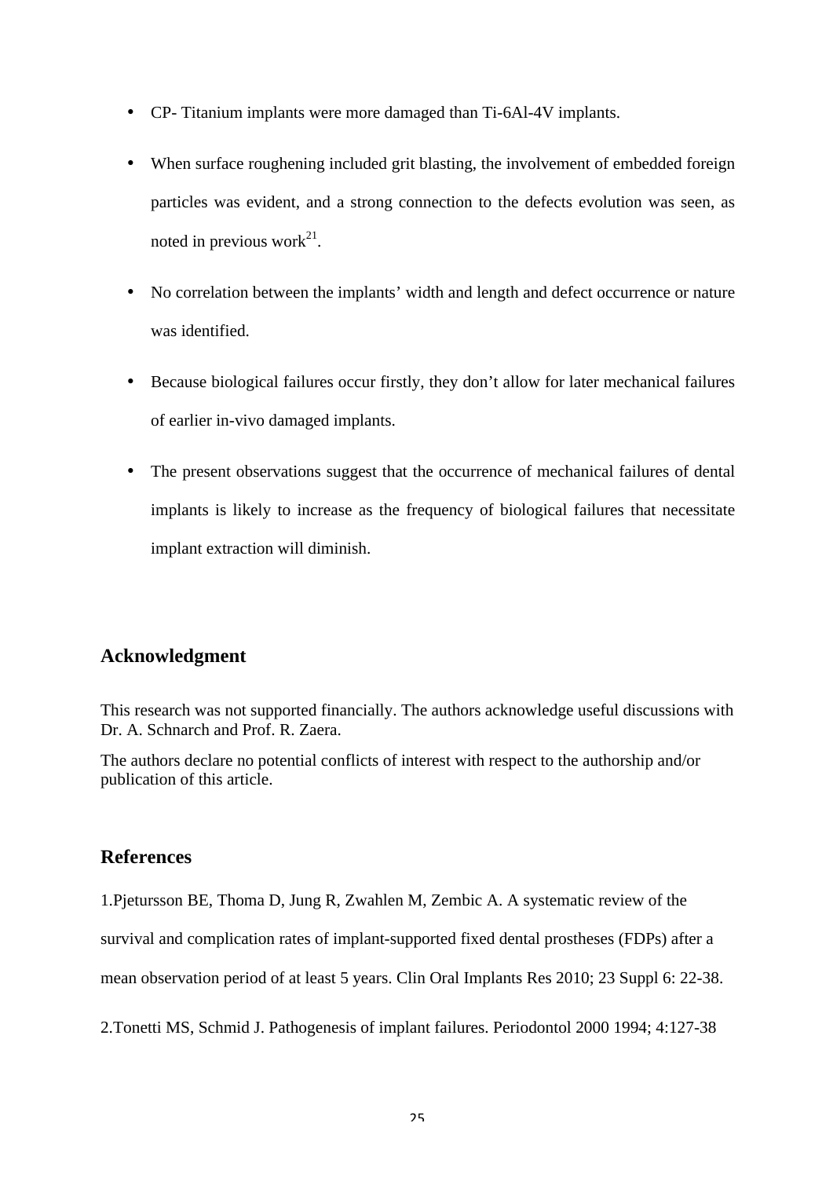- CP- Titanium implants were more damaged than Ti-6Al-4V implants.
- When surface roughening included grit blasting, the involvement of embedded foreign particles was evident, and a strong connection to the defects evolution was seen, as noted in previous work[21].
- No correlation between the implants' width and length and defect occurrence or nature was identified.
- Because biological failures occur firstly, they don't allow for later mechanical failures of earlier in-vivo damaged implants.
- The present observations suggest that the occurrence of mechanical failures of dental implants is likely to increase as the frequency of biological failures that necessitate implant extraction will diminish.

## Acknowledgment

This research was not supported financially. The authors acknowledge useful discussions with Dr. A. Schnarch and Prof. R. Zaera.

The authors declare no potential conflicts of interest with respect to the authorship and/or publication of this article.

## References

1.Pjetursson BE, Thoma D, Jung R, Zwahlen M, Zembic A. A systematic review of the survival and complication rates of implant-supported fixed dental prostheses (FDPs) after a mean observation period of at least 5 years. Clin Oral Implants Res 2010; 23 Suppl 6: 22-38.

2.Tonetti MS, Schmid J. Pathogenesis of implant failures. Periodontol 2000 1994; 4:127-38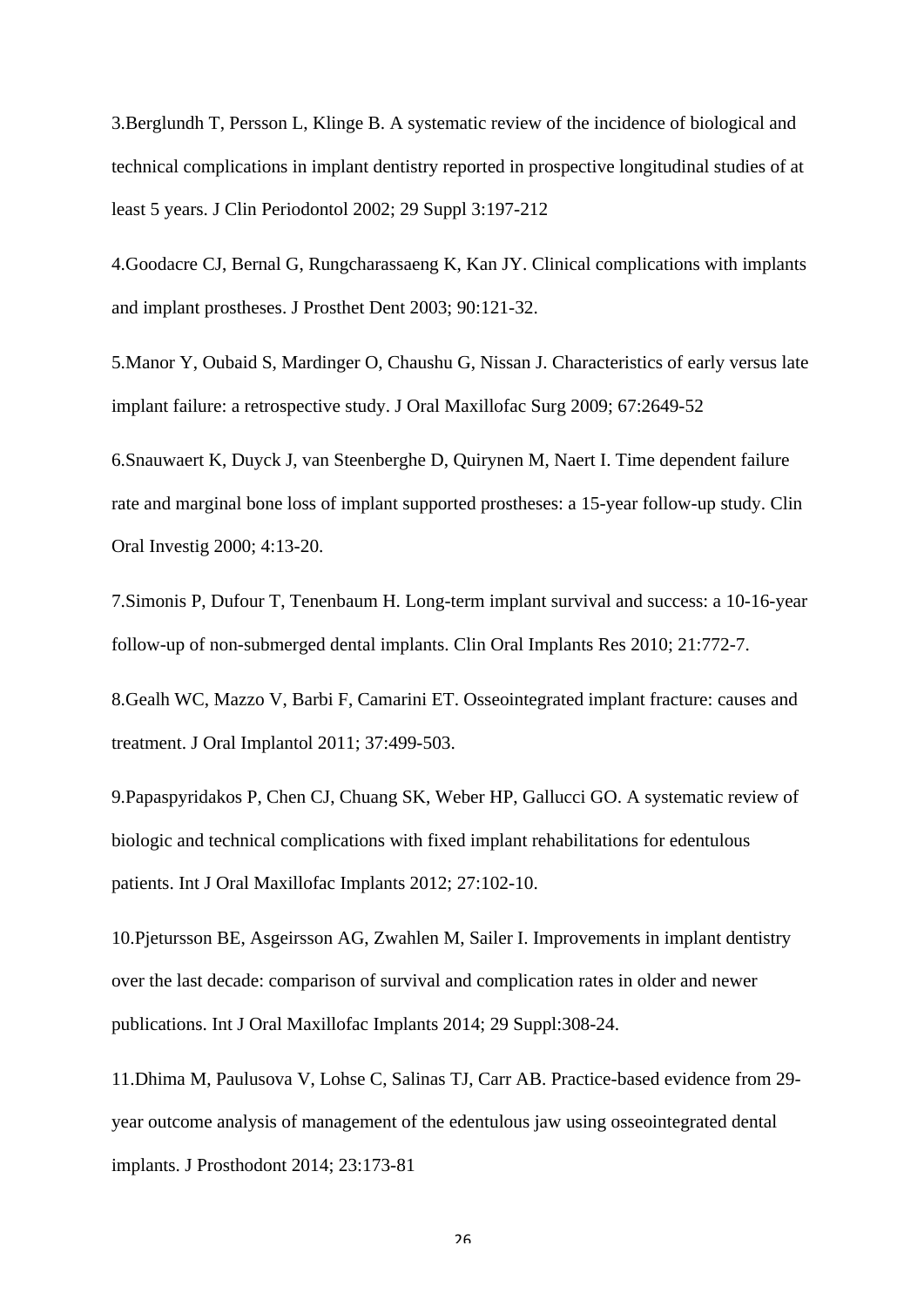3.Berglundh T, Persson L, Klinge B. A systematic review of the incidence of biological and technical complications in implant dentistry reported in prospective longitudinal studies of at least 5 years. J Clin Periodontol 2002; 29 Suppl 3:197-212

4.Goodacre CJ, Bernal G, Rungcharassaeng K, Kan JY. Clinical complications with implants and implant prostheses. J Prosthet Dent 2003; 90:121-32.

5.Manor Y, Oubaid S, Mardinger O, Chaushu G, Nissan J. Characteristics of early versus late implant failure: a retrospective study. J Oral Maxillofac Surg 2009; 67:2649-52

6.Snauwaert K, Duyck J, van Steenberghe D, Quirynen M, Naert I. Time dependent failure rate and marginal bone loss of implant supported prostheses: a 15-year follow-up study. Clin Oral Investig 2000; 4:13-20.

7.Simonis P, Dufour T, Tenenbaum H. Long-term implant survival and success: a 10-16-year follow-up of non-submerged dental implants. Clin Oral Implants Res 2010; 21:772-7.

8.Gealh WC, Mazzo V, Barbi F, Camarini ET. Osseointegrated implant fracture: causes and treatment. J Oral Implantol 2011; 37:499-503.

9.Papaspyridakos P, Chen CJ, Chuang SK, Weber HP, Gallucci GO. A systematic review of biologic and technical complications with fixed implant rehabilitations for edentulous patients. Int J Oral Maxillofac Implants 2012; 27:102-10.

10.Pjetursson BE, Asgeirsson AG, Zwahlen M, Sailer I. Improvements in implant dentistry over the last decade: comparison of survival and complication rates in older and newer publications. Int J Oral Maxillofac Implants 2014; 29 Suppl:308-24.

11.Dhima M, Paulusova V, Lohse C, Salinas TJ, Carr AB. Practice-based evidence from 29-year outcome analysis of management of the edentulous jaw using osseointegrated dental implants. J Prosthodont 2014; 23:173-81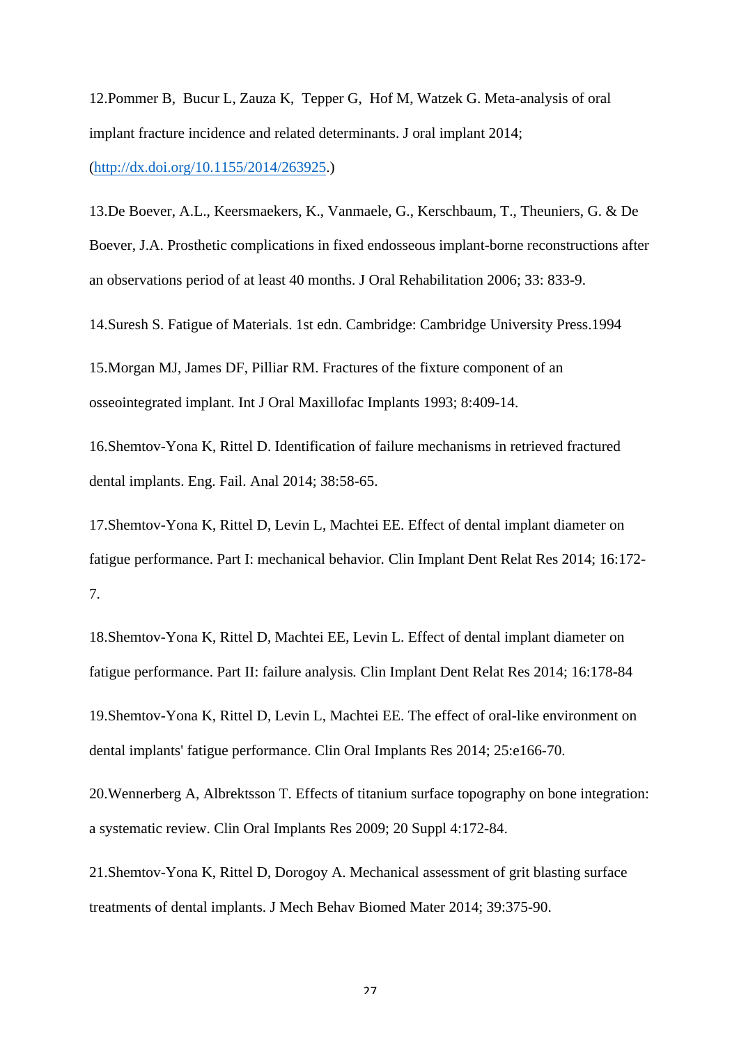12.Pommer B, Bucur L, Zauza K, Tepper G, Hof M, Watzek G. Meta-analysis of oral implant fracture incidence and related determinants. J oral implant 2014; (http://dx.doi.org/10.1155/2014/263925.)

13.De Boever, A.L., Keersmaekers, K., Vanmaele, G., Kerschbaum, T., Theuniers, G. & De Boever, J.A. Prosthetic complications in fixed endosseous implant-borne reconstructions after an observations period of at least 40 months. J Oral Rehabilitation 2006; 33: 833-9.

14.Suresh S. Fatigue of Materials. 1st edn. Cambridge: Cambridge University Press.1994

15.Morgan MJ, James DF, Pilliar RM. Fractures of the fixture component of an osseointegrated implant. Int J Oral Maxillofac Implants 1993; 8:409-14.

16.Shemtov-Yona K, Rittel D. Identification of failure mechanisms in retrieved fractured dental implants. Eng. Fail. Anal 2014; 38:58-65.

17.Shemtov-Yona K, Rittel D, Levin L, Machtei EE. Effect of dental implant diameter on fatigue performance. Part I: mechanical behavior. Clin Implant Dent Relat Res 2014; 16:172-7.

18.Shemtov-Yona K, Rittel D, Machtei EE, Levin L. Effect of dental implant diameter on fatigue performance. Part II: failure analysis. Clin Implant Dent Relat Res 2014; 16:178-84

19.Shemtov-Yona K, Rittel D, Levin L, Machtei EE. The effect of oral-like environment on dental implants' fatigue performance. Clin Oral Implants Res 2014; 25:e166-70.

20.Wennerberg A, Albrektsson T. Effects of titanium surface topography on bone integration: a systematic review. Clin Oral Implants Res 2009; 20 Suppl 4:172-84.

21.Shemtov-Yona K, Rittel D, Dorogoy A. Mechanical assessment of grit blasting surface treatments of dental implants. J Mech Behav Biomed Mater 2014; 39:375-90.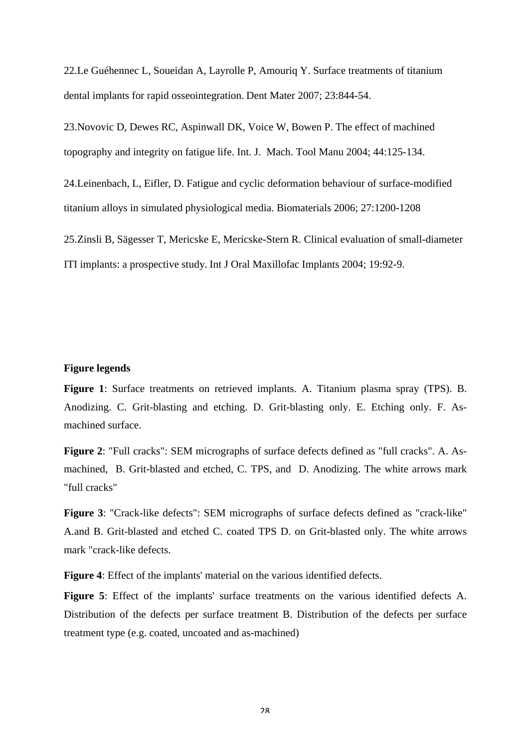22.Le Guéhennec L, Soueidan A, Layrolle P, Amouriq Y. Surface treatments of titanium dental implants for rapid osseointegration. Dent Mater 2007; 23:844-54.

23.Novovic D, Dewes RC, Aspinwall DK, Voice W, Bowen P. The effect of machined topography and integrity on fatigue life. Int. J. Mach. Tool Manu 2004; 44:125-134.

24.Leinenbach, L, Eifler, D. Fatigue and cyclic deformation behaviour of surface-modified titanium alloys in simulated physiological media. Biomaterials 2006; 27:1200-1208

25.Zinsli B, Sägesser T, Mericske E, Mericske-Stern R. Clinical evaluation of small-diameter ITI implants: a prospective study. Int J Oral Maxillofac Implants 2004; 19:92-9.

**Figure legends**

**Figure 1**: Surface treatments on retrieved implants. A. Titanium plasma spray (TPS). B. Anodizing. C. Grit-blasting and etching. D. Grit-blasting only. E. Etching only. F. As-machined surface.

**Figure 2**: "Full cracks": SEM micrographs of surface defects defined as "full cracks". A. As-machined, B. Grit-blasted and etched, C. TPS, and D. Anodizing. The white arrows mark "full cracks"

**Figure 3**: "Crack-like defects": SEM micrographs of surface defects defined as "crack-like" A.and B. Grit-blasted and etched C. coated TPS D. on Grit-blasted only. The white arrows mark "crack-like defects.

**Figure 4**: Effect of the implants' material on the various identified defects.

**Figure 5**: Effect of the implants' surface treatments on the various identified defects A. Distribution of the defects per surface treatment B. Distribution of the defects per surface treatment type (e.g. coated, uncoated and as-machined)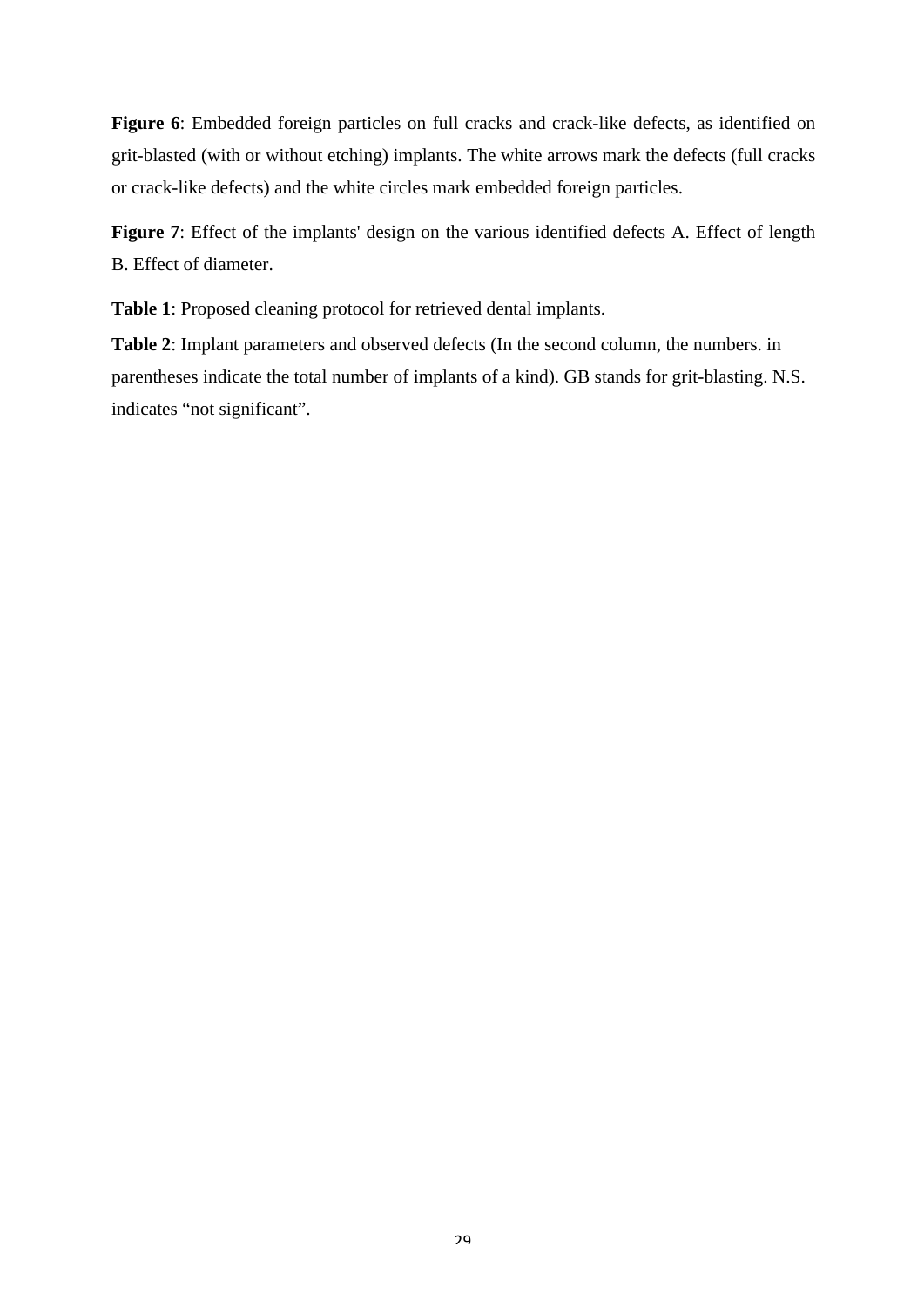**Figure 6**: Embedded foreign particles on full cracks and crack-like defects, as identified on grit-blasted (with or without etching) implants. The white arrows mark the defects (full cracks or crack-like defects) and the white circles mark embedded foreign particles.

**Figure 7**: Effect of the implants' design on the various identified defects A. Effect of length B. Effect of diameter.

**Table 1**: Proposed cleaning protocol for retrieved dental implants.

**Table 2**: Implant parameters and observed defects (In the second column, the numbers. in parentheses indicate the total number of implants of a kind). GB stands for grit-blasting. N.S. indicates "not significant".